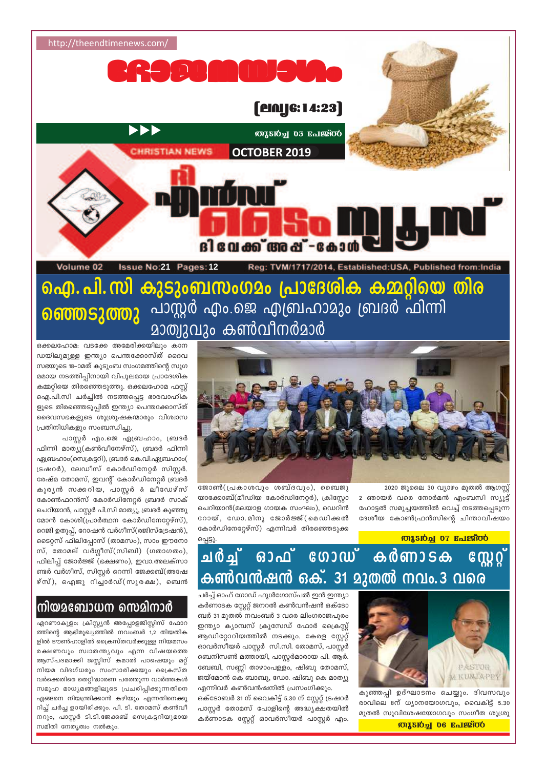http://theendtimenews.com/

# രോമസംഭവം

(ലൂക്കോ:14:23)

തുടർച്ച 03 പേജിൽ

CHRISTIAN NEWS OCTOBER 2019

# ദി എൻഡ് ടൈം ന്യൂസ്

ദി വേക്ക് അപ്പ് - കോൾ

Volume 02 Issue No:21 Pages:12 Reg: TVM/1717/2014, Established:USA, Published from:India

# ഐ.പി.സി കുടുംബസംഗമം പ്രാദേശിക കമ്മറ്റിയെ തിരഞ്ഞെടുത്തു പാസ്റ്റർ എം.ജെ എബ്രഹാമും ബ്രദർ ഫിന്നി മാത്യുവും കൺവീനർമാർ

ഒക്കലഹോമ: വടക്കേ അമേരിക്കയിലും കാനഡയിലുമുള്ള ഇന്ത്യാ പെന്തക്കോസ്ത് ദൈവസഭയുടെ 18-ാമത് കുടുംബ സംഗമത്തിന്റെ സുഗമമായ നടത്തിപ്പിനായി വിപുലമായ പ്രാദേശിക കമ്മറ്റിയെ തിരഞ്ഞെടുത്തു. ഒക്കലഹോമ ഫസ്റ്റ് ഐ.പി.സി ചർച്ചിൽ നടത്തപ്പെട്ട ഭാരവാഹികളുടെ തിരഞ്ഞെടുപ്പിൽ ഇന്ത്യാ പെന്തക്കോസ്ത് ദൈവസഭകളുടെ ശുശ്രൂഷകന്മാരും വിശ്വാസ പ്രതിനിധികളും സംബന്ധിച്ചു.

പാസ്റ്റർ എം.ജെ ഏബ്രഹാം, ബ്രദർ ഫിന്നി മാത്യു(കൺവീനേഴ്സ്), ബ്രദർ ഫിന്നി ഏബ്രഹാം(സെക്രട്ടറി), ബ്രദർ കെ.വി.ഏബ്രഹാം(ട്രഷറർ), ലേഡീസ് കോർഡിനേറ്റർ സിസ്റ്റർ. രേഷ്മ തോമസ്, ഇവന്റ് കോർഡിനേറ്റർ ബ്രദർ കുര്യൻ സക്കറിയ, പാസ്റ്റർ & ലീഡേഴ്സ് കോൺഫറൻസ് കോർഡിനേറ്റർ ബ്രദർ സാക് ചെറിയാൻ, പാസ്റ്റർ പി.സി മാത്യു, ബ്രദർ കുഞ്ഞുമോൻ കോശി(പ്രാർത്ഥന കോർഡിനേറ്റേഴ്സ്), റെജി ഉതുപ്പ്, റോഷൻ വർഗീസ്(രജിസ്ട്രേഷൻ), ടൈറ്റസ് ഫിലിപ്പോസ് (താമസം), സാം ഈനോസ്, തോമസ് വർഗ്ഗീസ്(സിബി) (ഗതാഗതം), ഫിലിപ്പ് ജോർജ്ജ് (ഭക്ഷണം), ഇവാ.അലക്സാണ്ടർ വർഗീസ്, സിസ്റ്റർ റെന്നി ജേക്കബ്(അഷേഴ്സ്), ഐജു റിച്ചാർഡ്(സുരക്ഷ), ബെൻ ജോൺ(പ്രകാശവും ശബ്ദവും), ബൈജു യാക്കോബ്(മീഡിയ കോർഡിനേറ്റർ), ക്രിസ്റ്റോ ചെറിയാൻ(മലയാള ഗായക സംഘം), ഡെറിൻ റോയ്, ഡോ. മിനു ജോർജ്ജ്(മെഡിക്കൽ കോർഡിനേറ്റേഴ്സ്) എന്നിവർ തിരഞ്ഞെടുക്കപ്പെട്ടു.

2020 ജൂലൈ 30 വ്യാഴം മുതൽ ആഗസ്റ്റ് 2 ഞായർ വരെ നോർമൻ എംബസി സ്യൂട്ട് ഹോട്ടൽ സമുച്ചയത്തിൽ വെച്ച് നടത്തപ്പെടുന്ന ദേശീയ കോൺഫ്രൻസിന്റെ ചിന്താവിഷയം

തുടർച്ച 07 പേജിൽ

## നിയമബോധന സെമിനാർ

എറണാകുളം: ക്രിസ്റ്റ്യൻ അപ്പോളജിസ്റ്റിസ് ഫോറത്തിന്റെ ആഭിമുഖ്യത്തിൽ നവംബർ 1,2 തിയതികളിൽ ടൗൺഹാളിൽ ക്രൈസ്തവർക്കുള്ള നിയമസംരക്ഷണവും സ്വാതന്ത്ര്യവും എന്ന വിഷയത്തെ ആസ്പദമാക്കി ജസ്റ്റിസ് കമാൽ പാഷെയും മറ്റ് നിയമ വിദഗ്ധരും സംസാരിക്കയും ക്രൈസ്തവർക്കെതിരെ തെറ്റിദ്ധാരണ പരത്തുന്ന വാർത്തകൾ സമൂഹ മാധ്യമങ്ങളിലൂടെ പ്രചരിപ്പിക്കുന്നതിനെ എങ്ങനെ നിയന്ത്രിക്കാൻ കഴിയും എന്നതിനെക്കുറിച്ച് ചർച്ച ഉണ്ടായിരിക്കും. പി. ടി. തോമസ് കൺവീനറും, പാസ്റ്റർ ടി.ടി.ജേക്കബ് സെക്രട്ടറിയുമായ സമിതി നേതൃത്വം നൽകും.

# ചർച്ച് ഓഫ് ഗോഡ് കർണാടക സ്റ്റേറ്റ് കൺവൻഷൻ ഒക്. 31 മുതൽ നവം.3 വരെ

ചർച്ച് ഓഫ് ഗോഡ് ഫുൾഗോസ്പൽ ഇൻ ഇന്ത്യാ കർണാടക സ്റ്റേറ്റ് ജനറൽ കൺവൻഷൻ ഒക്ടോബർ 31 മുതൽ നവംബർ 3 വരെ ലിംഗരാജപുരം ഇന്ത്യാ ക്യാമ്പസ് ക്രൂസേഡ് ഫോർ ക്രൈസ്റ്റ് ആഡിറ്റോറിയത്തിൽ നടക്കും. കേരള സ്റ്റേറ്റ് ഓവർസീയർ പാസ്റ്റർ സി.സി. തോമസ്, പാസ്റ്റർ ബെനിസൺ മത്തായി, പാസ്റ്റർമാരായ പി. ആർ. ബേബി, സണ്ണി താഴാംപള്ളം, ഷിബു തോമസ്, ജയ്മോൻ കെ ബാബു, ഡോ. ഷിബു കെ മാത്യു എന്നിവർ കൺവൻഷനിൽ പ്രസംഗിക്കും.

ഒക്ടോബർ 31 ന് വൈകിട്ട് 5.30 ന് സ്റ്റേറ്റ് ട്രഷറർ പാസ്റ്റർ തോമസ് പോളിന്റെ അദ്ധ്യക്ഷതയിൽ കർണാടക സ്റ്റേറ്റ് ഓവർസീയർ പാസ്റ്റർ എം. കുഞ്ഞപ്പി ഉദ്ഘാടനം ചെയ്യും. ദിവസവും രാവിലെ 8ന് ധ്യാനയോഗവും, വൈകിട്ട് 5.30 മുതൽ സുവിശേഷയോഗവും സംഗീത ശുശ്രൂ

PASTOR M.KUNJAPPY

തുടർച്ച 06 പേജിൽ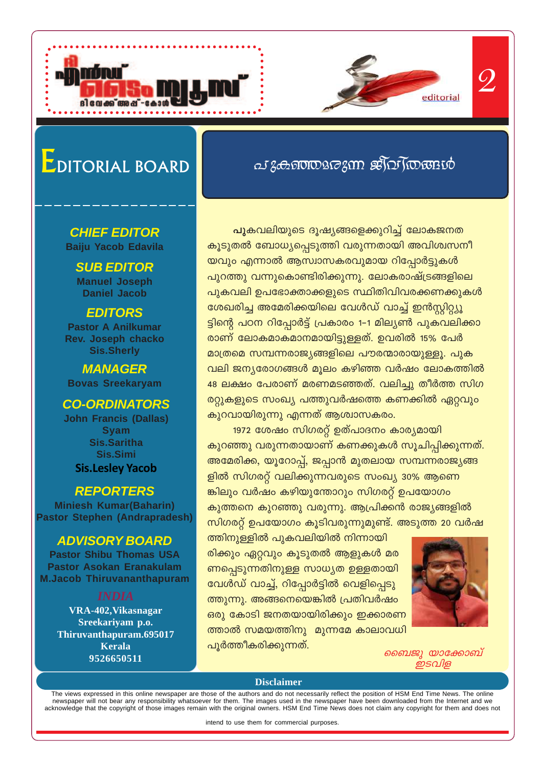# EDITORIAL BOARD

### CHIEF EDITOR
Baiju Yacob Edavila

### SUB EDITOR
Manuel Joseph
Daniel Jacob

### EDITORS
Pastor A Anilkumar
Rev. Joseph chacko
Sis.Sherly

### MANAGER
Bovas Sreekaryam

### CO-ORDINATORS
John Francis (Dallas)
Syam
Sis.Saritha
Sis.Simi
**Sis.Lesley Yacob**

### REPORTERS
Miniesh Kumar(Baharin)
Pastor Stephen (Andrapradesh)

### ADVISORY BOARD
Pastor Shibu Thomas USA
Pastor Asokan Eranakulam
M.Jacob Thiruvananthapuram

INDIA
**VRA-402,Vikasnagar**
**Sreekariyam p.o.**
**Thiruvanthapuram.695017**
**Kerala**
**9526650511**

editorial

## പുകഞ്ഞമരുന്ന ജീവിതങ്ങൾ

**പു**കവലിയുടെ ദൂഷ്യങ്ങളെക്കുറിച്ച് ലോകജനത കൂടുതൽ ബോധ്യപ്പെടുത്തി വരുന്നതായി അവിശ്വസനീയവും എന്നാൽ ആസ്വാസകരവുമായ റിപ്പോർട്ടുകൾ പുറത്തു വന്നുകൊണ്ടിരിക്കുന്നു. ലോകരാഷ്ട്രങ്ങളിലെ പുകവലി ഉപഭോക്താക്കളുടെ സ്ഥിതിവിവരക്കണക്കുകൾ ശേഖരിച്ച അമേരിക്കയിലെ വേൾഡ് വാച്ച് ഇൻസ്റ്റിറ്റ്യൂട്ടിന്റെ പഠന റിപ്പോർട്ട് പ്രകാരം 1-1 മില്യൺ പുകവലിക്കാരാണ് ലോകമാകമാനമായിട്ടുള്ളത്. ഉവരിൽ 15% പേർ മാത്രമെ സമ്പന്നരാജ്യങ്ങളിലെ പൗരന്മാരായുള്ളൂ. പുകവലി ജന്യരോഗങ്ങൾ മൂലം കഴിഞ്ഞ വർഷം ലോകത്തിൽ 48 ലക്ഷം പേരാണ് മരണമടഞ്ഞത്. വലിച്ചു തീർത്ത സിഗരറ്റുകളുടെ സംഖ്യ പത്തുവർഷത്തെ കണക്കിൽ ഏറ്റവും കുറവായിരുന്നു എന്നത് ആശ്വാസകരം.

1972 ശേഷം സിഗരറ്റ് ഉത്പാദനം കാര്യമായി കുറഞ്ഞു വരുന്നതായാണ് കണക്കുകൾ സൂചിപ്പിക്കുന്നത്. അമേരിക്ക, യൂറോപ്പ്, ജപ്പാൻ മുതലായ സമ്പന്നരാജ്യങ്ങളിൽ സിഗരറ്റ് വലിക്കുന്നവരുടെ സംഖ്യ 30% ആണെങ്കിലും വർഷം കഴിയുന്തോറും സിഗരറ്റ് ഉപയോഗം കുത്തനെ കുറഞ്ഞു വരുന്നു. ആഫ്രിക്കൻ രാജ്യങ്ങളിൽ സിഗരറ്റ് ഉപയോഗം കൂടിവരുന്നുമുണ്ട്. അടുത്ത 20 വർഷത്തിനുള്ളിൽ പുകവലിയിൽ നിന്നായിരിക്കും ഏറ്റവും കൂടുതൽ ആളുകൾ മരണപ്പെടുന്നതിനുള്ള സാധ്യത ഉള്ളതായി വേൾഡ് വാച്ച്, റിപ്പോർട്ടിൽ വെളിപ്പെടുത്തുന്നു. അങ്ങനെയെങ്കിൽ പ്രതിവർഷം ഒരു കോടി ജനതയായിരിക്കും ഇക്കാരണത്താൽ സമയത്തിനു മുന്നമേ കാലാവധി പൂർത്തീകരിക്കുന്നത്.

*ബൈജു യാക്കോബ്*
*ഇടവിള*

**Disclaimer**

The views expressed in this online newspaper are those of the authors and do not necessarily reflect the position of HSM End Time News. The online newspaper will not bear any responsibility whatsoever for them. The images used in the newspaper have been downloaded from the Internet and we acknowledge that the copyright of those images remain with the original owners. HSM End Time News does not claim any copyright for them and does not intend to use them for commercial purposes.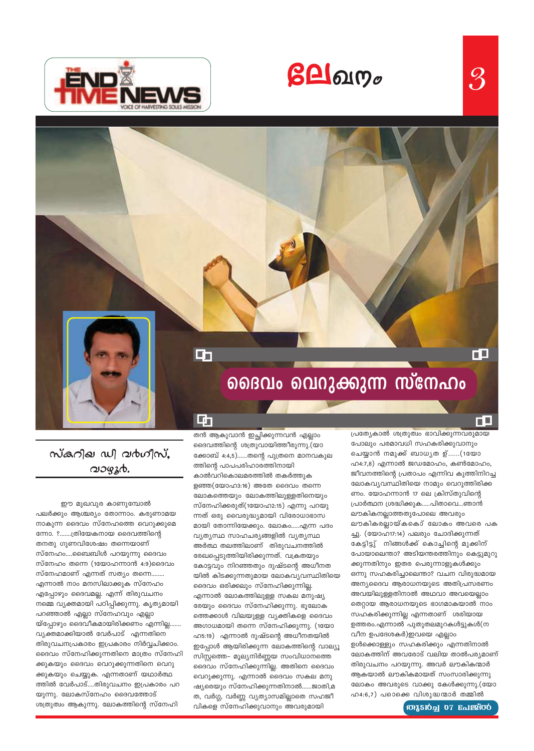# ദൈവം വെറുക്കുന്ന സ്നേഹം

**സ്കറിയ ഡി വർഗീസ്, വാഴൂർ.**

ഈ മുഖവുര കാണുമ്പോൾ പലർക്കും ആശ്ചര്യം തോന്നാം. കരുണാമയ നാകുന്ന ദൈവം സ്നേഹത്തെ വെറുക്കുമെന്നോ. ?.......ത്രിയേകനായ ദൈവത്തിന്റെ തനതു ഗുണവിശേഷം തന്നെയാണ് സ്നേഹം....ബൈബിൾ പറയുന്നു ദൈവം സ്നേഹം തന്നെ (1യോഹന്നാൻ 4:9)ദൈവം സ്നേഹമാണ് എന്നത് സത്യം തന്നെ........ എന്നാൽ നാം മനസിലാക്കുക സ്നേഹം എപ്പോഴും ദൈവമല്ല. എന്ന് തിരുവചനം നമ്മെ വ്യക്തമായി പഠിപ്പിക്കുന്നു. കൃത്യമായി പറഞ്ഞാൽ എല്ലാ സ്നേഹവും എല്ലായ്പ്പോഴും ദൈവീകമായിരിക്കണം എന്നില്ല....... വ്യക്തമാക്കിയാൽ വേർപാട് എന്നതിനെ തിരുവചനപ്രകാരം ഇപ്രകാരം നിർവ്വചിക്കാം. ദൈവം സ്നേഹിക്കുന്നതിനെ മാത്രം സ്നേഹിക്കുകയും ദൈവം വെറുക്കുന്നതിനെ വെറുക്കുകയും ചെയ്യുക. എന്നതാണ് യഥാർത്ഥത്തിൽ വേർപാട്....തിരുവചനം ഇപ്രകാരം പറയുന്നു. ലോകസ്നേഹം ദൈവത്തോട് ശത്രുത്വം ആകുന്നു. ലോകത്തിന്റെ സ്നേഹിതൻ ആകുവാൻ ഇച്ഛിക്കുന്നവൻ എല്ലാം ദൈവത്തിന്റെ ശത്രുവായിത്തീരുന്നു.(യാക്കോബ് 4:4,5)......തന്റെ പുത്രനെ മാനവകുലത്തിന്റെ പാപപരിഹാരത്തിനായി കാൽവറികൊലമരത്തിൽ തകർത്തുകളഞ്ഞ(യോഹ3:16) അതേ ദൈവം തന്നെ ലോകത്തെയും ലോകത്തിലുള്ളതിനെയും സ്നേഹിക്കരുത്(1യോഹ2:15) എന്നു പറയുന്നത് ഒരു വൈരുദ്ധ്യമായി വിരോധാഭാസമായി തോന്നിയേക്കും. ലോകം.....എന്ന പദം വ്യത്യസ്ഥ സാഹചര്യങ്ങളിൽ വ്യത്യസ്ഥ അർത്ഥ തലത്തിലാണ് തിരുവചനത്തിൽ രേഖപ്പെടുത്തിയിരിക്കുന്നത്. വക്രതയും കോട്ടവും നിറഞ്ഞതും ദുഷ്ടന്റെ അധീനതയിൽ കിടക്കുന്നതുമായ ലോകവ്യവസ്ഥിതിയെ ദൈവം ഒരിക്കലും സ്നേഹിക്കുന്നില്ല. എന്നാൽ ലോകത്തിലുള്ള സകല മനുഷ്യരേയും ദൈവം സ്നേഹിക്കുന്നു. ഭൂലോകത്തെക്കാൾ വിലയുള്ള വ്യക്തികളെ ദൈവം അഗാധമായി തന്നെ സ്നേഹിക്കുന്നു. (1യോഹ5:19) എന്നാൽ ദുഷ്ടന്റെ അധീനതയിൽ ഇപ്പോൾ ആയിരിക്കുന്ന ലോകത്തിന്റെ വാല്യു സിസ്റ്റത്തെ- മൂല്യനിർണ്ണയ സംവിധാനത്തെ ദൈവം സ്നേഹിക്കുന്നില്ല. അതിനെ ദൈവം വെറുക്കുന്നു. എന്നാൽ ദൈവം സകല മനുഷ്യരെയും സ്നേഹിക്കുന്നതിനാൽ......ജാതി,മത, വർഗ്ഗ, വർണ്ണ വ്യത്യാസമില്ലാതെ സഹജീവികളെ സ്നേഹിക്കുവാനും അവരുമായി പ്രത്യേകാൽ ശത്രുത്വം ഭാവിക്കുന്നവരുമായി പോലും പരമാവധി സഹകരിക്കുവാനും ചെയ്യുവാൻ നമുക്ക് ബാധ്യത ഉ്......(1യോഹ4:7,8) എന്നാൽ ജഡമോഹം, കൺമോഹം, ജീവനത്തിന്റെ പ്രതാപം എന്നിവ കുത്തിനിറച്ച ലോകവ്യവസ്ഥിതിയെ നാമും വെറുത്തിരിക്കണം. യോഹന്നാൻ 17 ലെ ക്രിസ്തുവിന്റെ പ്രാർത്ഥന ശ്രദ്ധിക്കുക.....പിതാവെ...ഞാൻ ലൗകികനല്ലാത്തതുപോലെ അവരും ലൗകികരല്ലായ്കകൊ് ലോകം അവരെ പകച്ചു. (യോഹ17:14) പലരും ചോദിക്കുന്നത് കേട്ടിട്ടു് നിങ്ങൾക്ക് കൊച്ചിന്റെ മൂക്കിന് പോയാലെന്താ? അടിയന്തരത്തിനും കെട്ടുമുറുക്കുന്നതിനും ഇതര പെരുന്നാളുകൾക്കും ഒന്നു സഹകരിച്ചാലെന്താ? വചന വിരുദ്ധമായ അന്യദൈവ ആരാധനയുടെ അതിപ്രസരണം അവയിലുള്ളതിനാൽ അഥവാ അവയെല്ലാം തെറ്റായ ആരാധനയുടെ ഭാഗമാകയാൽ നാം സഹകരിക്കുന്നില്ല എന്നതാണ് ശരിയായ ഉത്തരം.എന്നാൽ പുതുതലമുറകൾട്ടുകൾ(നവീന ഉപദേശകർ)ഇവയെ എല്ലാം ഉൾക്കൊള്ളും സഹകരിക്കും എന്നതിനാൽ ലോകത്തിന് അവരോട് വലിയ താൽപര്യമാണ് തിരുവചനം പറയുന്നു. അവർ ലൗകികന്മാർ ആകയാൽ ലൗകികമായത് സംസാരിക്കുന്നു ലോകം അവരുടെ വാക്കു കേൾക്കുന്നു.(യോഹ4:6,7) പലക്കെ വിശുദ്ധന്മാർ തമ്മിൽ

തുടർച്ച 07 പേജിൽ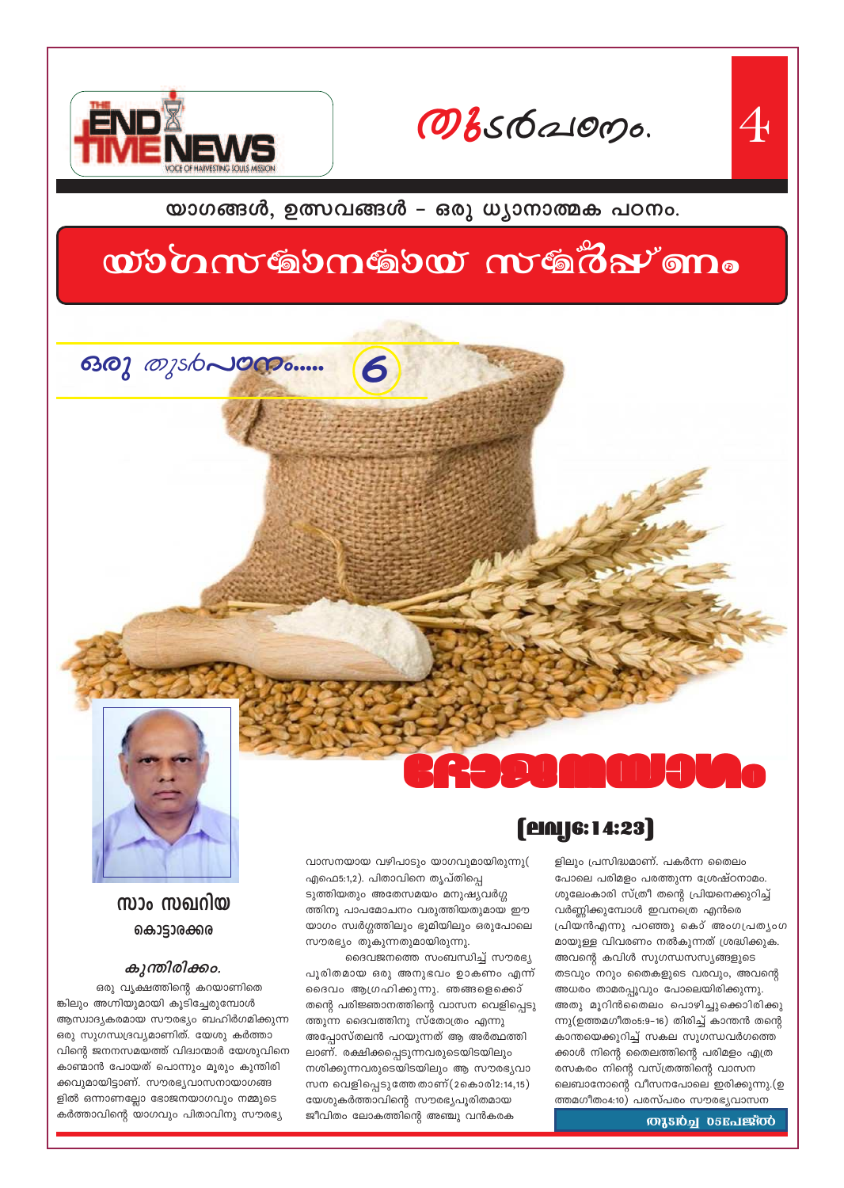# യാഗസമാനമായ സമർപ്പണം

## യാഗങ്ങൾ, ഉത്സവങ്ങൾ - ഒരു ധ്യാനാത്മക പഠനം.

ഒരു തുടർപഠനം..... 6

# ഭോജനയാഗം

## (ലേവ്യ6:14:23)

**സാം സഖറിയ**
**കൊട്ടാരക്കര**

### കുന്തിരിക്കം.

ഒരു വൃക്ഷത്തിന്റെ കറയാണിതെങ്കിലും അഗ്നിയുമായി കൂടിച്ചേരുമ്പോൾ ആസ്വാദ്യകരമായ സൗരഭ്യം ബഹിർഗമിക്കുന്ന ഒരു സുഗന്ധദ്രവ്യമാണിത്. യേശു കർത്താവിന്റെ ജനനസമയത്ത് വിദ്വാന്മാർ യേശുവിനെ കാണ്മാൻ പോയത് പൊന്നും മൂരും കുന്തിരിക്കവുമായിട്ടാണ്. സൗരഭ്യവാസനായാഗങ്ങളിൽ ഒന്നാണല്ലോ ഭോജനയാഗവും നമ്മുടെ കർത്താവിന്റെ യാഗവും പിതാവിനു സൗരഭ്യവാസനയായ വഴിപാടും യാഗവുമായിരുന്നു(എഫെ5:1,2). പിതാവിനെ തൃപ്തിപ്പെടുത്തിയതും അതേസമയം മനുഷ്യവർഗ്ഗത്തിനു പാപമോചനം വരുത്തിയതുമായ ഈ യാഗം സ്വർഗ്ഗത്തിലും ഭൂമിയിലും ഒരുപോലെ സൗരഭ്യം തൂകുന്നതുമായിരുന്നു.

ദൈവജനത്തെ സംബന്ധിച്ച് സൗരഭ്യപൂരിതമായ ഒരു അനുഭവം ഉാകണം എന്ന് ദൈവം ആഗ്രഹിക്കുന്നു. ഞങ്ങളെക്കൊ് തന്റെ പരിജ്ഞാനത്തിന്റെ വാസന വെളിപ്പെടുത്തുന്ന ദൈവത്തിനു സ്തോത്രം എന്നു അപ്പോസ്തലൻ പറയുന്നത് ആ അർത്ഥത്തിലാണ്. രക്ഷിക്കപ്പെടുന്നവരുടെയിടയിലും നശിക്കുന്നവരുടെയിടയിലും ആ സൗരഭ്യവാസന വെളിപ്പെടുത്തേ താണ്(2കൊരി2:14,15) യേശുകർത്താവിന്റെ സൗരഭ്യപൂരിതമായ ജീവിതം ലോകത്തിന്റെ അഞ്ചു വൻകരകളിലും പ്രസിദ്ധമാണ്. പകർന്ന തൈലം പോലെ പരിമളം പരത്തുന്ന ശ്രേഷ്ഠനാമം. ശൂലേംകാരി സ്ത്രീ തന്റെ പ്രിയനെക്കുറിച്ച് വർണ്ണിക്കുമ്പോൾ ഇവനത്രെ എൻറെ പ്രിയൻഎന്നു പറഞ്ഞു കൊ് അംഗപ്രത്യംഗമായുള്ള വിവരണം നൽകുന്നത് ശ്രദ്ധിക്കുക. അവന്റെ കവിൾ സുഗന്ധസസ്യങ്ങളുടെ തടവും നറും തൈകളുടെ വരവും, അവന്റെ അധരം താമരപ്പൂവും പോലെയിരിക്കുന്നു. അതു മൂറിൻതൈലം പൊഴിച്ചുക്കൊിരിക്കുന്നു(ഉത്തമഗീതം5:9-16) തിരിച്ച് കാന്തൻ തന്റെ കാന്തയെക്കുറിച്ച് സകല സുഗന്ധവർഗത്തെക്കാൾ നിന്റെ തൈലത്തിന്റെ പരിമളം എത്ര രസകരം നിന്റെ വസ്ത്രത്തിന്റെ വാസന ലെബാനോന്റെ വീസനപോലെ ഇരിക്കുന്നു.(ഉത്തമഗീതം4:10) പരസ്പരം സൗരഭ്യവാസന

തുടർച്ച 05പേജിൽ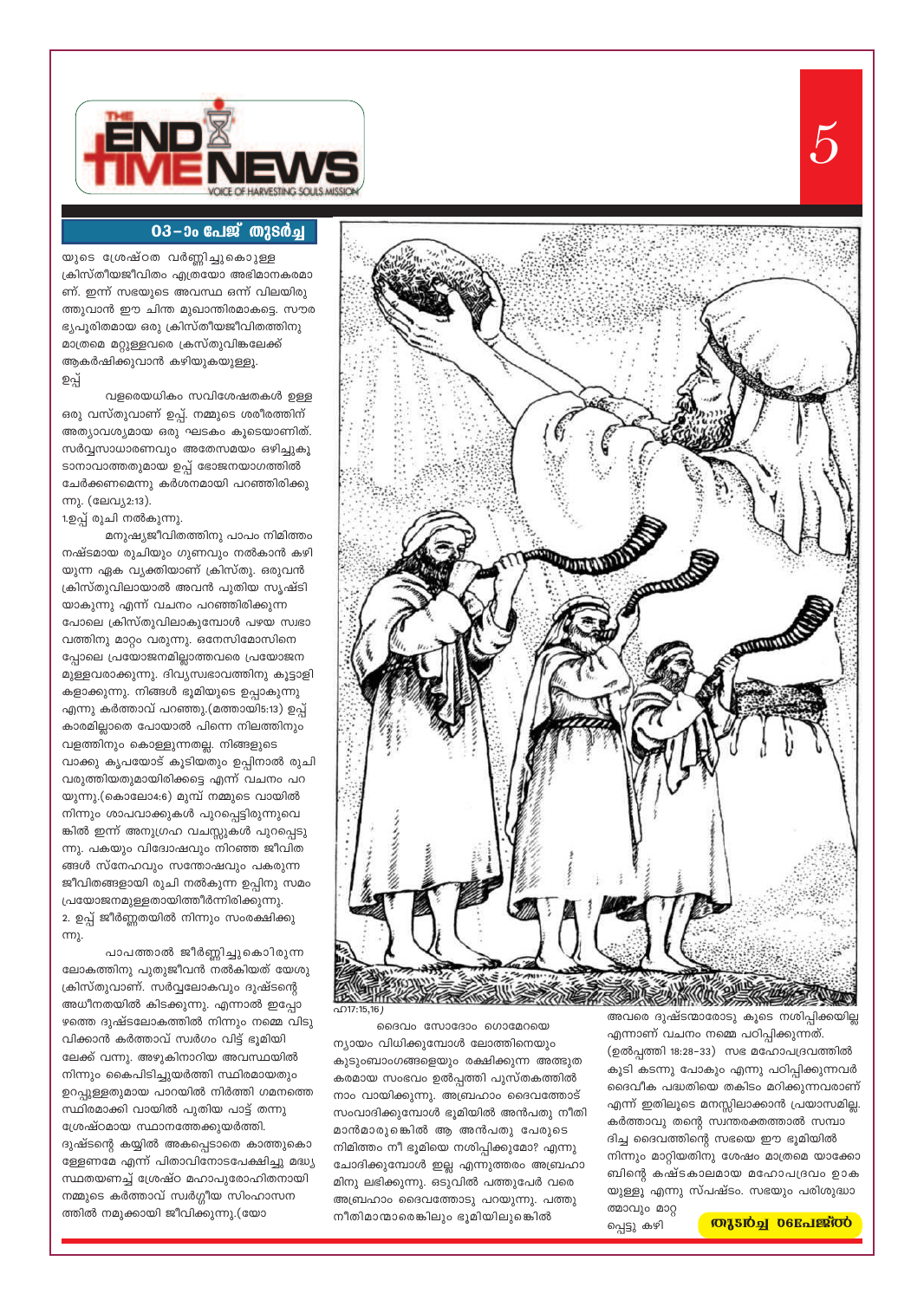### 03-ാം പേജ് തുടർച്ച

യുടെ ശ്രേഷ്ഠത വർണ്ണിച്ചുകൊള്ളള ക്രിസ്തീയജീവിതം എത്രയോ അഭിമാനകരമാണ്. ഇന്ന് സഭയുടെ അവസ്ഥ ഒന്ന് വിലയിരുത്തുവാൻ ഈ ചിന്ത മുഖാന്തിരമാകട്ടെ. സൗരഭ്യപൂരിതമായ ഒരു ക്രിസ്തീയജീവിതത്തിനു മാത്രമെ മറ്റുള്ളവരെ ക്രിസ്തുവിങ്കലേക്ക് ആകർഷിക്കുവാൻ കഴിയുകയുള്ളു.

**ഉപ്പ്**

വളരെയധികം സവിശേഷതകൾ ഉള്ള ഒരു വസ്തുവാണ് ഉപ്പ്. നമ്മുടെ ശരീരത്തിന് അത്യാവശ്യമായ ഒരു ഘടകം കൂടെയാണിത്. സർവ്വസാധാരണവും അതേസമയം ഒഴിച്ചുകൂടാനാവാത്തതുമായ ഉപ്പ് ഭോജനയാഗത്തിൽ ചേർക്കണമെന്നു കർശനമായി പറഞ്ഞിരിക്കുന്നു. (ലേവ്യ2:13).

**1.ഉപ്പ് രുചി നൽകുന്നു.**

മനുഷ്യജീവിതത്തിനു പാപം നിമിത്തം നഷ്ടമായ രുചിയും ഗുണവും നൽകാൻ കഴിയുന്ന ഏക വ്യക്തിയാണ് ക്രിസ്തു. ഒരുവൻ ക്രിസ്തുവിലായാൽ അവൻ പുതിയ സൃഷ്ടിയാകുന്നു എന്ന് വചനം പറഞ്ഞിരിക്കുന്നപോലെ ക്രിസ്തുവിലാകുമ്പോൾ പഴയ സ്വഭാവത്തിനു മാറ്റം വരുന്നു. ഒനേസിമോസിനെപ്പോലെ പ്രയോജനമില്ലാത്തവരെ പ്രയോജനമുള്ളവരാക്കുന്നു. ദിവ്യസ്വഭാവത്തിനു കൂട്ടാളികളാക്കുന്നു. നിങ്ങൾ ഭൂമിയുടെ ഉപ്പാകുന്നു എന്നു കർത്താവ് പറഞ്ഞു.(മത്തായി5:13) ഉപ്പ് കാരമില്ലാതെ പോയാൽ പിന്നെ നിലത്തിനും വളത്തിനും കൊള്ളുന്നതല്ല. നിങ്ങളുടെ വാക്കു കൃപയോട് കൂടിയതും ഉപ്പിനാൽ രുചി വരുത്തിയതുമായിരിക്കട്ടെ എന്ന് വചനം പറയുന്നു.(കൊലോ4:6) മുമ്പ് നമ്മുടെ വായിൽ നിന്നും ശാപവാക്കുകൾ പുറപ്പെട്ടിരുന്നുവെങ്കിൽ ഇന്ന് അനുഗ്രഹ വചസ്സുകൾ പുറപ്പെടുന്നു. പകയും വിദ്വേഷവും നിറഞ്ഞ ജീവിതങ്ങൾ സ്നേഹവും സന്തോഷവും പകരുന്ന ജീവിതങ്ങളായി രുചി നൽകുന്ന ഉപ്പിനു സമം പ്രയോജനമുള്ളതായിത്തീർന്നിരിക്കുന്നു.

**2. ഉപ്പ് ജീർണ്ണതയിൽ നിന്നും സംരക്ഷിക്കുന്നു.**

പാപത്താൽ ജീർണ്ണിച്ചുകൊിരുന്ന ലോകത്തിനു പുതുജീവൻ നൽകിയത് യേശുക്രിസ്തുവാണ്. സർവ്വലോകവും ദുഷ്ടന്റെ അധീനതയിൽ കിടക്കുന്നു. എന്നാൽ ഇപ്പോഴത്തെ ദുഷ്ടലോകത്തിൽ നിന്നും നമ്മെ വിടുവിക്കാൻ കർത്താവ് സ്വർഗം വിട്ട് ഭൂമിയിലേക്ക് വന്നു. അഴുകിനാറിയ അവസ്ഥയിൽ നിന്നും കൈപിടിച്ചുയർത്തി സ്ഥിരമായതും ഉറപ്പുള്ളതുമായ പാറയിൽ നിർത്തി ഗമനത്തെ സ്ഥിരമാക്കി വായിൽ പുതിയ പാട്ട് തന്നു ശ്രേഷ്ഠമായ സ്ഥാനത്തേക്കുയർത്തി. ദുഷ്ടന്റെ കയ്യിൽ അകപ്പെടാതെ കാത്തുകൊള്ളേണമേ എന്ന് പിതാവിനോടപേക്ഷിച്ചു മദ്ധ്യസ്ഥതയണച്ച് ശ്രേഷ്ഠ മഹാപുരോഹിതനായി നമ്മുടെ കർത്താവ് സ്വർഗ്ഗീയ സിംഹാസനത്തിൽ നമുക്കായി ജീവിക്കുന്നു.(യോ17:15,16)

ദൈവം സോദോം ഗൊമോറയെ ന്യായം വിധിക്കുമ്പോൾ ലോത്തിനെയും കുടുംബാംഗങ്ങളെയും രക്ഷിക്കുന്ന അത്ഭുതകരമായ സംഭവം ഉൽപ്പത്തി പുസ്തകത്തിൽ നാം വായിക്കുന്നു. അബ്രഹാം ദൈവത്തോട് സംവാദിക്കുമ്പോൾ ഭൂമിയിൽ അൻപതു നീതിമാൻമാരുങ്കെിൽ ആ അൻപതു പേരുടെ നിമിത്തം നീ ഭൂമിയെ നശിപ്പിക്കുമോ? എന്നു ചോദിക്കുമ്പോൾ ഇല്ല എന്നുത്തരം അബ്രഹാമിനു ലഭിക്കുന്നു. ഒടുവിൽ പത്തുപേർ വരെ അബ്രഹാം ദൈവത്തോടു പറയുന്നു. പത്തു നീതിമാന്മാരെങ്കിലും ഭൂമിയിലുങ്കെിൽ അവരെ ദുഷ്ടന്മാരോടു കൂടെ നശിപ്പിക്കയില്ല എന്നാണ് വചനം നമ്മെ പഠിപ്പിക്കുന്നത്. (ഉൽപ്പത്തി 18:28-33) സഭ മഹോപദ്രവത്തിൽ കൂടി കടന്നു പോകും എന്നു പഠിപ്പിക്കുന്നവർ ദൈവീക പദ്ധതിയെ തകിടം മറിക്കുന്നവരാണ് എന്ന് ഇതിലൂടെ മനസ്സിലാക്കാൻ പ്രയാസമില്ല. കർത്താവു തന്റെ സ്വന്തരക്തത്താൽ സമ്പാദിച്ച ദൈവത്തിന്റെ സഭയെ ഈ ഭൂമിയിൽ നിന്നും മാറ്റിയതിനു ശേഷം മാത്രമെ യാക്കോബിന്റെ കഷ്ടകാലമായ മഹോപദ്രവം ഉാകയുള്ളൂ എന്നു സ്പഷ്ടം. സഭയും പരിശുദ്ധാത്മാവും മാറ്റപ്പെട്ടു കഴി

**തുടർച്ച 06പേജിൽ**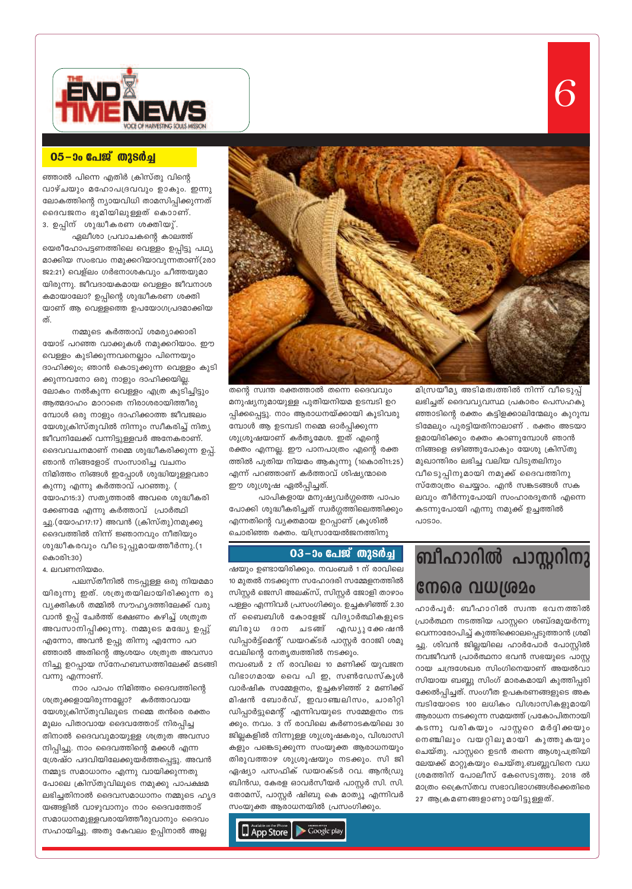## 05-ാം പേജ് തുടർച്ച

ഞാൽ പിന്നെ എതിർ ക്രിസ്തു വിന്റെ വാഴ്ചയും മഹോപദ്രവവും ഉാകും. ഇന്നു ലോകത്തിന്റെ ന്യായവിധി താമസിപ്പിക്കുന്നത് ദൈവജനം ഭൂമിയിലുള്ളത് കൊാണ്.

3. ഉപ്പിന് ശുദ്ധീകരണ ശക്തിയു്.

ഏലീശാ പ്രവാചകന്റെ കാലത്ത് യെരീഹോപട്ടണത്തിലെ വെള്ളം ഉപ്പിട്ടു പഥ്യമാക്കിയ സംഭവം നമുക്കറിയാവുന്നതാണ്(2രാജ2:21) വെള്ളം ഗർഭനാശകവും ചീത്തയുമായിരുന്നു. ജീവദായകമായ വെള്ളം ജീവനാശകമായാലോ? ഉപ്പിന്റെ ശുദ്ധീകരണ ശക്തിയാണ് ആ വെള്ളത്തെ ഉപയോഗപ്രദമാക്കിയത്.

നമ്മുടെ കർത്താവ് ശമര്യാക്കാരിയോട് പറഞ്ഞ വാക്കുകൾ നമുക്കറിയാം. ഈ വെള്ളം കുടിക്കുന്നവനെല്ലാം പിന്നെയും ദാഹിക്കും; ഞാൻ കൊടുക്കുന്ന വെള്ളം കുടിക്കുന്നവനോ ഒരു നാളും ദാഹിക്കയില്ല. ലോകം നൽകുന്ന വെള്ളം എത്ര കുടിച്ചിട്ടും ആത്മദാഹം മാറാതെ നിരാശരായിത്തീരുമ്പോൾ ഒരു നാളും ദാഹിക്കാത്ത ജീവജലം യേശുക്രിസ്തുവിൽ നിന്നും സ്വീകരിച്ച് നിത്യജീവനിലേക്ക് വന്നിട്ടുള്ളവർ അനേകരാണ്. ദൈവവചനമാണ് നമ്മെ ശുദ്ധീകരിക്കുന്ന ഉപ്പ്. ഞാൻ നിങ്ങളോട് സംസാരിച്ച വചനം നിമിത്തം നിങ്ങൾ ഇപ്പോൾ ശുദ്ധിയുള്ളവരാകുന്നു എന്നു കർത്താവ് പറഞ്ഞു. (യോഹ15:3) സത്യത്താൽ അവരെ ശുദ്ധീകരിക്കേണമേ എന്നു കർത്താവ് പ്രാർത്ഥിച്ചു.(യോഹ17:17) അവൻ (ക്രിസ്തു)നമുക്കു ദൈവത്തിൽ നിന്ന് ജ്ഞാനവും നീതിയും ശുദ്ധീകരവും വീടെടുപ്പുമായത്തീർന്നു.(1കൊരി1:30)

4. ലവണനിയമം.

പലസ്തീനിൽ നടപ്പുള്ള ഒരു നിയമമായിരുന്നു ഇത്. ശത്രുതയിലായിരിക്കുന്ന രു വ്യക്തികൾ തമ്മിൽ സൗഹൃദത്തിലേക്ക് വരുവാൻ ഉപ്പ് ചേർത്ത് ഭക്ഷണം കഴിച്ച് ശത്രുത അവസാനിപ്പിക്കുന്നു. നമ്മുടെ മദ്ധ്യേ ഉപ്പ് എന്നോ, അവൻ ഉപ്പു തിന്നു എന്നോ പറഞ്ഞാൽ അതിന്റെ ആശയം ശത്രുത അവസാനിച്ചു ഉറപ്പായ സ്നേഹബന്ധത്തിലേക്ക് മടങ്ങി വന്നു എന്നാണ്.

നാം പാപം നിമിത്തം ദൈവത്തിന്റെ ശത്രുക്കളായിരുന്നല്ലോ? കർത്താവായ യേശുക്രിസ്തുവിലൂടെ നമ്മെ തൻരെ രക്തം മൂലം പിതാവായ ദൈവത്തോട് നിരപ്പിച്ചതിനാൽ ദൈവവുമായുള്ള ശത്രുത അവസാനിപ്പിച്ചു. നാം ദൈവത്തിന്റെ മക്കൾ എന്ന ശ്രേഷ്ഠ പദവിയിലേക്കുയർത്തപ്പെട്ടു. അവൻ നമ്മുടെ സമാധാനം എന്നു വായിക്കുന്നതു പോലെ ക്രിസ്തുവിലൂടെ നമുക്കു പാപക്ഷമ ലഭിച്ചതിനാൽ ദൈവസമാധാനം നമ്മുടെ ഹൃദയങ്ങളിൽ വാഴുവാനും നാം ദൈവത്തോട് സമാധാനമുള്ളവരായിത്തീരുവാനും ദൈവം സഹായിച്ചു. അതു കേവലം ഉപ്പിനാൽ അല്ല തന്റെ സ്വന്ത രക്തത്താൽ തന്നെ ദൈവവും മനുഷ്യനുമായുള്ള പുതിയനിയമ ഉടമ്പടി ഉറപ്പിക്കപ്പെട്ടു. നാം ആരാധനയ്ക്കായി കൂടിവരുമ്പോൾ ആ ഉടമ്പടി നമ്മെ ഓർപ്പിക്കുന്ന ശുശ്രൂഷയാണ് കർതൃമേശ. ഇത് എന്റെ രക്തം എന്നല്ല. ഈ പാനപാത്രം എന്റെ രക്തത്തിൽ പുതിയ നിയമം ആകുന്നു (1കൊരി11:25) എന്ന് പറഞ്ഞാണ് കർത്താവ് ശിഷ്യന്മാരെ ഈ ശുശ്രൂഷ ഏൽപ്പിച്ചത്.

പാപികളായ മനുഷ്യവർഗ്ഗത്തെ പാപം പോക്കി ശുദ്ധീകരിച്ചത് സ്വർഗ്ഗത്തിലെത്തിക്കും എന്നതിന്റെ വ്യക്തമായ ഉറപ്പാണ് ക്രൂശിൽ ചൊരിഞ്ഞ രക്തം. യിസ്രായേൽജനത്തിനു മിസ്രയീമ്യ അടിമത്വത്തിൽ നിന്ന് വീടെടുപ്പ് ലഭിച്ചത് ദൈവവ്യവസ്ഥ പ്രകാരം പെസഹകുഞ്ഞാടിന്റെ രക്തം കട്ടിളക്കാലിന്മേലും കുറുമ്പടിമേലും പുരട്ടിയതിനാലാണ് . രക്തം അടയാളമായിരിക്കും രക്തം കാണുമ്പോൾ ഞാൻ നിങ്ങളെ ഒഴിഞ്ഞുപോകും യേശു ക്രിസ്തു മുഖാന്തിരം ലഭിച്ച വലിയ വിടുതലിനും വീടെടുപ്പിനുമായി നമുക്ക് ദൈവത്തിനു സ്തോത്രം ചെയ്യാം. എൻ സങ്കടങ്ങൾ സകലവും തീർന്നുപോയി സംഹാരദൂതൻ എന്നെ കടന്നുപോയി എന്നു നമുക്ക് ഉച്ചത്തിൽ പാടാം.

## 03-ാം പേജ് തുടർച്ച

ഷയും ഉണ്ടായിരിക്കും. നവംബർ 1 ന് രാവിലെ 10 മുതൽ നടക്കുന്ന സഹോദരി സമ്മേളനത്തിൽ സിസ്റ്റർ ജെസി അലക്സ്, സിസ്റ്റർ ജോളി താഴാംപള്ളം എന്നിവർ പ്രസംഗിക്കും. ഉച്ചകഴിഞ്ഞ് 2.30 ന് ബൈബിൾ കോളേജ് വിദ്യാർത്ഥികളുടെ ബിരുധ ദാന ചടങ്ങ് എഡ്യുക്കേഷൻ ഡിപ്പാർട്ട്മെന്റ് ഡയറക്ടർ പാസ്റ്റർ റോജി ശമുവേലിന്റെ നേതൃത്വത്തിൽ നടക്കും.

നവംബർ 2 ന് രാവിലെ 10 മണിക്ക് യുവജന വിഭാഗമായ വൈ പി ഇ, സൺഡേസ്കൂൾ വാർഷിക സമ്മേളനം, ഉച്ചകഴിഞ്ഞ് 2 മണിക്ക് മിഷൻ ബോർഡ്, ഇവാഞ്ചലിസം, ചാരിറ്റി ഡിപ്പാർട്ടുമെന്റ് എന്നിവയുടെ സമ്മേളനം നടക്കും. നവം. 3 ന് രാവിലെ കർണാടകയിലെ 30 ജില്ലകളിൽ നിന്നുള്ള ശുശ്രൂഷകരും, വിശ്വാസികളും പങ്കെടുക്കുന്ന സംയുക്ത ആരാധനയും തിരുവത്താഴ ശുശ്രൂഷയും നടക്കും. സി ജി ഏഷ്യാ പസഫിക് ഡയറക്ടർ റവ. ആൻഡ്രു ബിൻഡ, കേരള ഓവർസീയർ പാസ്റ്റർ സി. സി. തോമസ്, പാസ്റ്റർ ഷിബു കെ മാത്യു എന്നിവർ സംയുക്ത ആരാധനയിൽ പ്രസംഗിക്കും.

# ബീഹാറിൽ പാസ്റ്ററിനു നേരെ വധശ്രമം

ഹാർപൂർ: ബീഹാറിൽ സ്വന്ത ഭവനത്തിൽ പ്രാർത്ഥന നടത്തിയ പാസ്റ്ററെ ശബ്ദമുയർന്നുവെന്നാരോപിച്ച് കുത്തിക്കൊലപ്പെടുത്താൻ ശ്രമിച്ചു. ശിവൻ ജില്ലയിലെ ഹാർപോർ പോസ്റ്റിൽ നവജീവൻ പ്രാർത്ഥനാ ഭവൻ സഭയുടെ പാസ്റ്ററായ ചന്ദ്രശേഖര സിംഗിനെയാണ് അയൽവാസിയായ ബബ്ലു സിംഗ് മാരകമായി കുത്തിപ്പരിക്കേൽപ്പിച്ചത്. സംഗീത ഉപകരണങ്ങളുടെ അകമ്പടിയോടെ 100 ലധികം വിശ്വാസികളുമായി ആരാധന നടക്കുന്ന സമയത്ത് പ്രകോപിതനായി കടന്നു വരികയും പാസ്റ്ററെ മർദ്ദിക്കയും നെഞ്ചിലും വയറ്റിലുമായി കുത്തുകയും ചെയ്തു. പാസ്റ്ററെ ഉടൻ തന്നെ ആശുപത്രിയിലേയ്ക്ക് മാറ്റുകയും ചെയ്തു.ബബ്ലുവിനെ വധശ്രമത്തിന് പോലീസ് കേസെടുത്തു. 2018 ൽ മാത്രം ക്രൈസ്തവ സഭാവിഭാഗങ്ങൾക്കെതിരെ 27 ആക്രമണങ്ങളാണുായിട്ടുള്ളത്.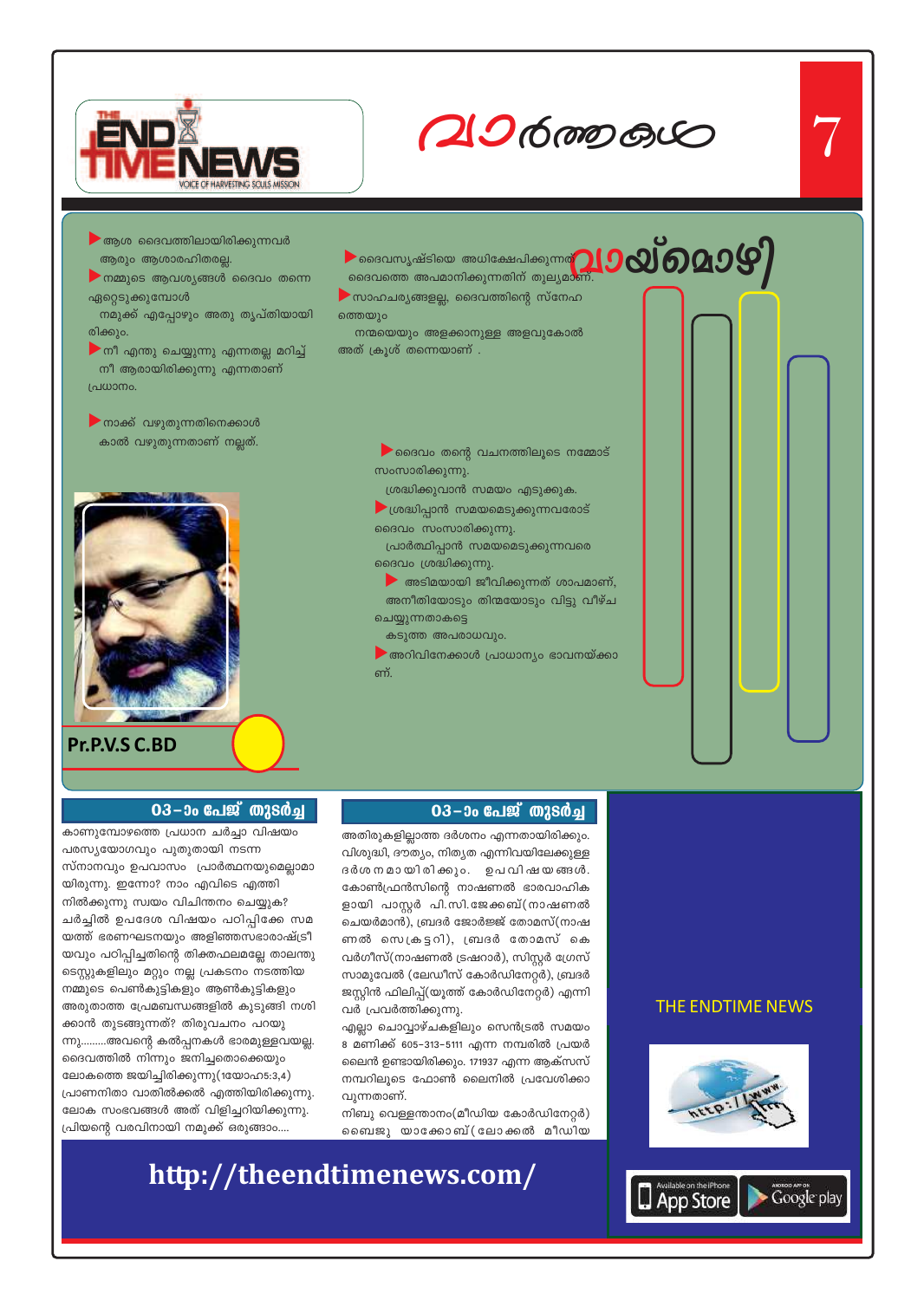# വാർത്തകൾ

## വായ്മൊഴി

- ആശ ദൈവത്തിലായിരിക്കുന്നവർ ആരും ആശാരഹിതരല്ല.
- നമ്മുടെ ആവശ്യങ്ങൾ ദൈവം തന്നെ ഏറ്റെടുക്കുമ്പോൾ നമുക്ക് എപ്പോഴും അതു തൃപ്തിയായി രിക്കും.
- നീ എന്തു ചെയ്യുന്നു എന്നതല്ല മറിച്ച് നീ ആരായിരിക്കുന്നു എന്നതാണ് പ്രധാനം.
- നാക്ക് വഴുതുന്നതിനെക്കാൾ കാൽ വഴുതുന്നതാണ് നല്ലത്.
- ദൈവസൃഷ്ടിയെ അധിക്ഷേപിക്കുന്നത് ദൈവത്തെ അപമാനിക്കുന്നതിന് തുല്യമാണ്.
- സാഹചര്യങ്ങളല്ല, ദൈവത്തിന്റെ സ്നേഹ ത്തെയും നമ്മെയും അളക്കാനുള്ള അളവുകോൽ അത് ക്രൂശ് തന്നെയാണ് .
- ദൈവം തന്റെ വചനത്തിലൂടെ നമ്മോട് സംസാരിക്കുന്നു. ശ്രദ്ധിക്കുവാൻ സമയം എടുക്കുക.
- ശ്രദ്ധിപ്പാൻ സമയമെടുക്കുന്നവരോട് ദൈവം സംസാരിക്കുന്നു. പ്രാർത്ഥിപ്പാൻ സമയമെടുക്കുന്നവരെ ദൈവം ശ്രദ്ധിക്കുന്നു.
- അടിമയായി ജീവിക്കുന്നത് ശാപമാണ്, അനീതിയോടും തിന്മയോടും വിട്ടു വീഴ്ച ചെയ്യുന്നതാകട്ടെ കടുത്ത അപരാധവും.
- അറിവിനേക്കാൾ പ്രാധാന്യം ഭാവനയ്ക്കാണ്.

**Pr.P.V.S C.BD**

### 03–ാം പേജ് തുടർച്ച

കാണുമ്പോഴത്തെ പ്രധാന ചർച്ചാ വിഷയം പരസ്യയോഗവും പുതുതായി നടന്ന സ്നാനവും ഉപവാസം പ്രാർത്ഥനയുമെല്ലാമായിരുന്നു. ഇന്നോ? നാം എവിടെ എത്തി നിൽക്കുന്നു സ്വയം വിചിന്തനം ചെയ്യുക? ചർച്ചിൽ ഉപദേശ വിഷയം പഠിപ്പിക്കേ സമയത്ത് ഭരണഘടനയും അളിഞ്ഞസഭാരാഷ്ട്രീയവും പഠിപ്പിച്ചതിന്റെ തിക്തഫലമല്ലേ താലന്തു ടെസ്റ്റുകളിലും മറ്റും നല്ല പ്രകടനം നടത്തിയ നമ്മുടെ പെൺകുട്ടികളും ആൺകുട്ടികളും അരുതാത്ത പ്രേമബന്ധങ്ങളിൽ കുടുങ്ങി നശിക്കാൻ തുടങ്ങുന്നത്? തിരുവചനം പറയുന്നു.........അവന്റെ കൽപ്പനകൾ ഭാരമുള്ളവയല്ല. ദൈവത്തിൽ നിന്നും ജനിച്ചതൊക്കെയും ലോകത്തെ ജയിച്ചിരിക്കുന്നു(1യോഹ5:3,4) പ്രാണനിതാ വാതിൽക്കൽ എത്തിയിരിക്കുന്നു. ലോക സംഭവങ്ങൾ അത് വിളിച്ചറിയിക്കുന്നു. പ്രിയന്റെ വരവിനായി നമുക്ക് ഒരുങ്ങാം....

### 03–ാം പേജ് തുടർച്ച

അതിരുകളില്ലാത്ത ദർശനം എന്നതായിരിക്കും. വിശുദ്ധി, ദൗത്യം, നിത്യത എന്നിവയിലേക്കുള്ള ദർശനമായിരിക്കും. ഉപവിഷയങ്ങൾ. കോൺഫ്രൻസിന്റെ നാഷണൽ ഭാരവാഹികളായി പാസ്റ്റർ പി.സി.ജേക്കബ്(നാഷണൽ ചെയർമാൻ), ബ്രദർ ജോർജ്ജ് തോമസ്(നാഷണൽ സെക്രട്ടറി), ബ്രദർ തോമസ് കെ വർഗീസ്(നാഷണൽ ട്രഷറാർ), സിസ്റ്റർ ഗ്രേസ് സാമുവേൽ (ലേഡീസ് കോർഡിനേറ്റർ), ബ്രദർ ജസ്റ്റിൻ ഫിലിപ്പ്(യൂത്ത് കോർഡിനേറ്റർ) എന്നിവർ പ്രവർത്തിക്കുന്നു.

എല്ലാ ചൊവ്വാഴ്ചകളിലും സെൻട്രൽ സമയം 8 മണിക്ക് 605-313-5111 എന്ന നമ്പരിൽ പ്രയർ ലൈൻ ഉണ്ടായിരിക്കും. 171937 എന്ന ആക്സസ് നമ്പറിലൂടെ ഫോൺ ലൈനിൽ പ്രവേശിക്കാവുന്നതാണ്.

നിബു വെള്ളന്താനം(മീഡിയ കോർഡിനേറ്റർ) ബൈജു യാക്കോബ്(ലോക്കൽ മീഡിയ

THE ENDTIME NEWS

http://theendtimenews.com/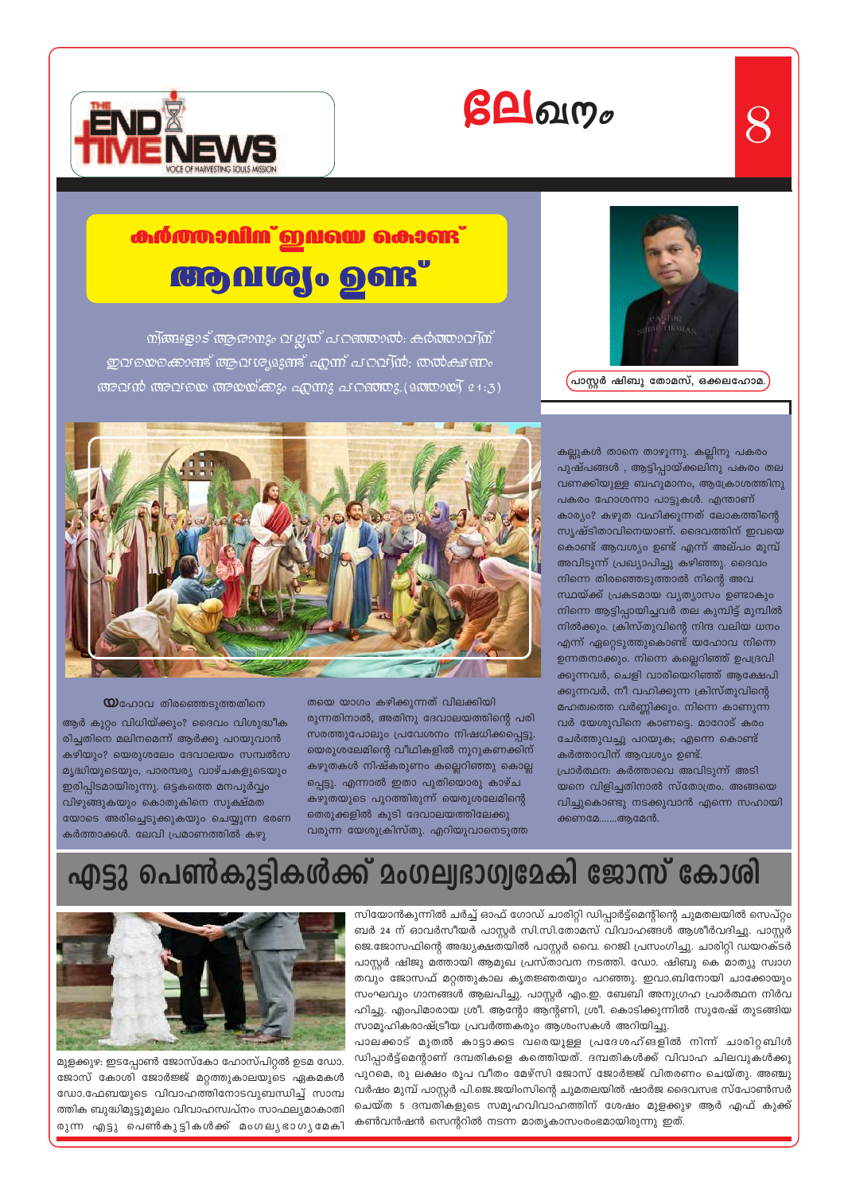# ലേഖനം

## കർത്താവിന് ഇവയെ കൊണ്ട് ആവശ്യം ഉണ്ട്

നിങ്ങളോട് ആരാനും വല്ലത് പറഞ്ഞാൽ: കർത്താവിന് ഇവയെക്കൊണ്ട് ആവശ്യമുണ്ട് എന്ന് പറവിൻ; തൽക്ഷണം അവൻ അവയെ അയയ്ക്കും എന്നു പറഞ്ഞു.(മത്തായി 21:3)

പാസ്റ്റർ ഷിബു തോമസ്, ഒക്കലഹോമ.

യഹോവ തിരഞ്ഞെടുത്തതിനെ ആർ കുറ്റം വിധിയ്ക്കും? ദൈവം വിശുദ്ധീകരിച്ചതിനെ മലിനമെന്ന് ആർക്കു പറയുവാൻ കഴിയും? യെരുശലേം ദേവാലയം സമ്പൽസമൃദ്ധിയുടെയും, പാരമ്പര്യ വാഴ്ചകളുടെയും ഇരിപ്പിടമായിരുന്നു. ഒട്ടകത്തെ മനപൂർവ്വം വിഴുങ്ങുകയും കൊതുകിനെ സൂക്ഷ്മതയോടെ അരിച്ചെടുക്കുകയും ചെയ്യുന്ന ഭരണകർത്താക്കൾ. ലേവി പ്രമാണത്തിൽ കഴുതയെ യാഗം കഴിക്കുന്നത് വിലക്കിയിരുന്നതിനാൽ, അതിനു ദേവാലയത്തിന്റെ പരിസരത്തുപോലും പ്രവേശനം നിഷേധിക്കപ്പെട്ടു. യെരുശലേമിന്റെ വീഥികളിൽ നുറുകണക്കിന് കഴുതകൾ നിഷ്കരുണം കല്ലെറിഞ്ഞു കൊല്ലപ്പെട്ടു. എന്നാൽ ഇതാ പുതിയൊരു കാഴ്ച കഴുതയുടെ പുറത്തിരുന്ന് യെരുശലേമിന്റെ തെരുക്കളിൽ കൂടി ദേവാലയത്തിലേക്കു വരുന്ന യേശുക്രിസ്തു. എറിയുവാനെടുത്ത കല്ലുകൾ താനെ താഴുന്നു. കല്ലിനു പകരം പുഷ്പങ്ങൾ , ആട്ടിപ്പായ്ക്കലിനു പകരം തല വണക്കിയുള്ള ബഹുമാനം, ആക്രോശത്തിനു പകരം ഹോശന്നാ പാട്ടുകൾ. എന്താണ് കാര്യം? കഴുത വഹിക്കുന്നത് ലോകത്തിന്റെ സൃഷ്ടിതാവിനെയാണ്. ദൈവത്തിന് ഇവയെ കൊണ്ട് ആവശ്യം ഉണ്ട് എന്ന് അല്പം മുമ്പ് അവിടുന്ന് പ്രഖ്യാപിച്ചു കഴിഞ്ഞു. ദൈവം നിന്നെ തിരഞ്ഞെടുത്താൽ നിന്റെ അവസ്ഥയ്ക്ക് പ്രകടമായ വ്യത്യാസം ഉണ്ടാകും നിന്നെ ആട്ടിപ്പായിച്ചവർ തല കുമ്പിട്ട് മുമ്പിൽ നിൽക്കും. ക്രിസ്തുവിന്റെ നിന്ദ വലിയ ധനം എന്ന് ഏറ്റെടുത്തുകൊണ്ട് യഹോവ നിന്നെ ഉന്നതനാക്കും. നിന്നെ കല്ലെറിഞ്ഞ് ഉപദ്രവിക്കുന്നവർ, ചെളി വാരിയെറിഞ്ഞ് ആക്ഷേപിക്കുന്നവർ, നീ വഹിക്കുന്ന ക്രിസ്തുവിന്റെ മഹത്വത്തെ വർണ്ണിക്കും. നിന്നെ കാണുന്നവർ യേശുവിനെ കാണട്ടെ. മാറോട് കരം ചേർത്തുവച്ചു പറയുക; എന്നെ കൊണ്ട് കർത്താവിന് ആവശ്യം ഉണ്ട്.

പ്രാർത്ഥന: കർത്താവെ അവിടുന്ന് അടിയനെ വിളിച്ചതിനാൽ സ്തോത്രം. അങ്ങയെ വിച്ചുകൊണ്ടു നടക്കുവാൻ എന്നെ സഹായിക്കണമേ.......ആമേൻ.

## എട്ടു പെൺകുട്ടികൾക്ക് മംഗല്യഭാഗ്യമേകി ജോസ് കോശി

മുളക്കുഴ: ഇടപ്പോൺ ജോസ്കോ ഹോസ്പിറ്റൽ ഉടമ ഡോ. ജോസ് കോശി ജോർജ്ജ് മറ്റത്തുകാലയുടെ ഏകമകൾ ഡോ.ഫേബയുടെ വിവാഹത്തിനോടനുബന്ധിച്ച് സാമ്പത്തിക ബുദ്ധിമുട്ടുമൂലം വിവാഹസ്വപ്നം സാഫല്യമാകാതിരുന്ന എട്ടു പെൺകുട്ടികൾക്ക് മംഗല്യഭാഗ്യമേകി സിയോൻകുന്നിൽ ചർച്ച് ഓഫ് ഗോഡ് ചാരിറ്റി ഡിപ്പാർട്ട്മെന്റിന്റെ ചുമതലയിൽ സെപ്റ്റംബർ 24 ന് ഓവർസീയർ പാസ്റ്റർ സി.സി.തോമസ് വിവാഹങ്ങൾ ആശീർവദിച്ചു. പാസ്റ്റർ ജെ.ജോസഫിന്റെ അദ്ധ്യക്ഷതയിൽ പാസ്റ്റർ വൈ. റെജി പ്രസംഗിച്ചു. ചാരിറ്റി ഡയറക്ടർ പാസ്റ്റർ ഷിജു മത്തായി ആമുഖ പ്രസ്താവന നടത്തി. ഡോ. ഷിബു കെ മാത്യു സ്വാഗതവും ജോസഫ് മറ്റത്തുകാല കൃതജ്ഞതയും പറഞ്ഞു. ഇവാ.ബിനോയി ചാക്കോയും സംഘവും ഗാനങ്ങൾ ആലപിച്ചു. പാസ്റ്റർ എം.ഇ. ബേബി അനുഗ്രഹ പ്രാർത്ഥന നിർവഹിച്ചു. എംപിമാരായ ശ്രീ. ആന്റോ ആന്റണി, ശ്രീ. കൊടിക്കുന്നിൽ സുരേഷ് തുടങ്ങിയ സാമൂഹികരാഷ്ട്രീയ പ്രവർത്തകരും ആശംസകൾ അറിയിച്ചു.

പാലക്കാട് മുതൽ കാട്ടാക്കട വരെയുള്ള പ്രദേശങ്ങളിൽ നിന്ന് ചാരിറ്റബിൾ ഡിപ്പാർട്ട്മെന്റാണ് ദമ്പതികളെ കണ്ടെത്തിയത്. ദമ്പതികൾക്ക് വിവാഹ ചിലവുകൾക്കു പുറമെ, രു ലക്ഷം രൂപ വീതം മേഴ്സി ജോസ് ജോർജ്ജ് വിതരണം ചെയ്തു. അഞ്ചു വർഷം മുമ്പ് പാസ്റ്റർ പി.ജെ.ജയിംസിന്റെ ചുമതലയിൽ ഷാർജ ദൈവസഭ സ്പോൺസർ ചെയ്ത 5 ദമ്പതികളുടെ സമൂഹവിവാഹത്തിന് ശേഷം മുളക്കുഴ ആർ എഫ് കുക്ക് കൺവൻഷൻ സെന്ററിൽ നടന്ന മാതൃകാസംരംഭമായിരുന്നു ഇത്.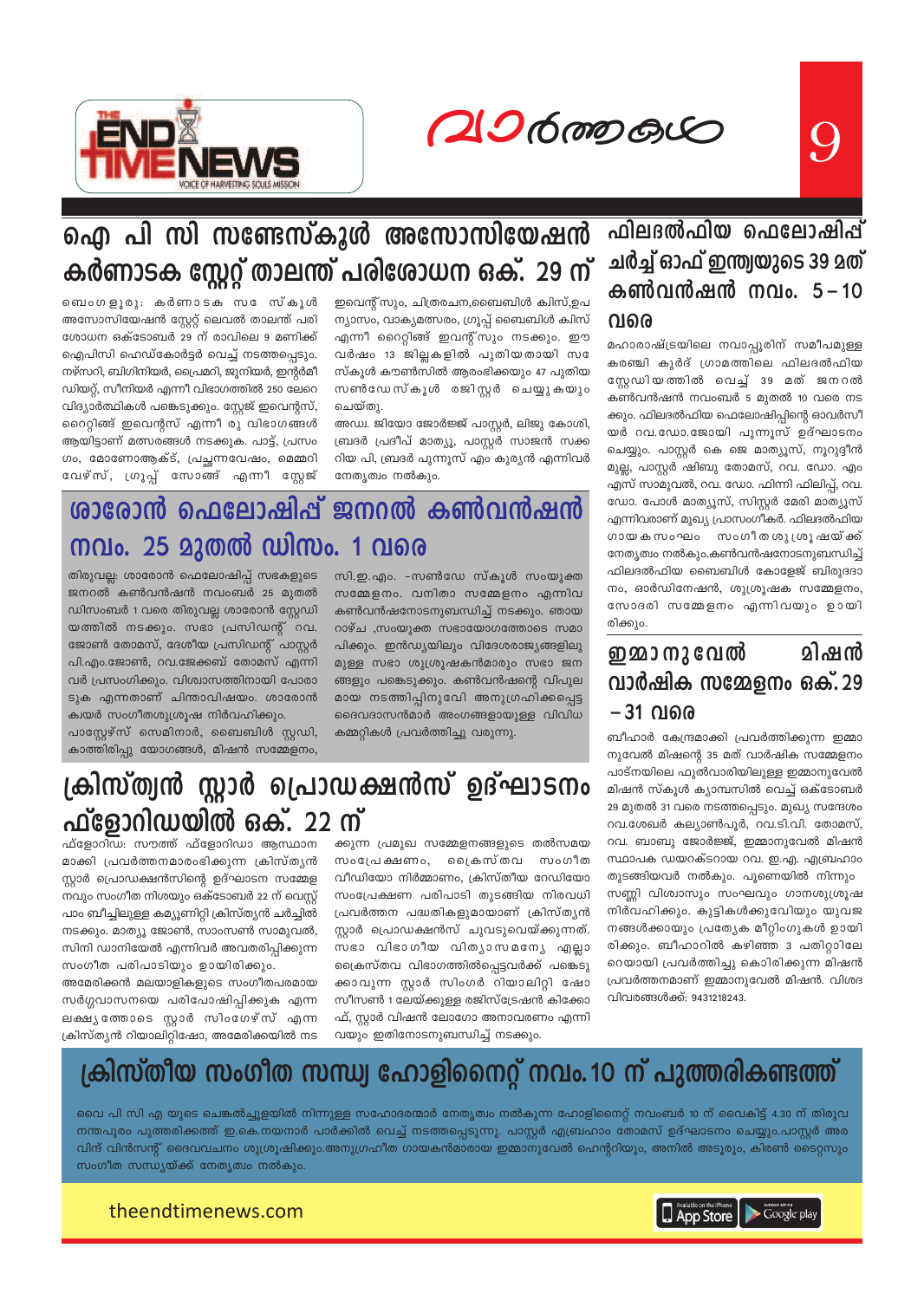# ഐ പി സി സണ്ടേസ്കൂൾ അസോസിയേഷൻ കർണാടക സ്റ്റേറ്റ് താലന്ത് പരിശോധന ഒക്. 29 ന്

ബെംഗളൂരു: കർണാടക സണ്ടേസ്കൂൾ അസോസിയേഷൻ സ്റ്റേറ്റ് ലെവൽ താലന്ത് പരിശോധന ഒക്ടോബർ 29 ന് രാവിലെ 9 മണിക്ക് ഐപിസി ഹെഡ്ക്വാർട്ടർ വെച്ച് നടത്തപ്പെടും. നഴ്സറി, ബിഗിനിയർ, പ്രൈമറി, ജൂനിയർ, ഇന്റർമീഡിയറ്റ്, സീനിയർ എന്നീ വിഭാഗത്തിൽ 250 ലേറെ വിദ്യാർത്ഥികൾ പങ്കെടുക്കും. സ്റ്റേജ് ഇവന്റ്സ്, റൈറ്റിങ്ങ് ഇവന്റ്സ് എന്നീ രു വിഭാഗങ്ങൾ ആയിട്ടാണ് മത്സരങ്ങൾ നടക്കുക. പാട്ട്, പ്രസംഗം, മോണോആക്ട്, പ്രച്ഛന്നവേഷം, മെമ്മറി വേഴ്സ്, ഗ്രൂപ്പ് സോങ്ങ് എന്നീ സ്റ്റേജ് ഇവെന്റ്സും, ചിത്രരചന,ബൈബിൾ ക്വിസ്,ഉപന്യാസം, വാകൃമത്സരം, ഗ്രൂപ്പ് ബൈബിൾ ക്വിസ് എന്നീ റൈറ്റിങ്ങ് ഇവന്റ്സും നടക്കും. ഈ വർഷം 13 ജില്ലകളിൽ പുതിയതായി സണ്ടേസ്കൂൾ കൗൺസിൽ ആരംഭിക്കയും 47 പുതിയ സൺഡേസ്കൂൾ രജിസ്റ്റർ ചെയ്യുകയും ചെയ്തു.

അഡ്വ. ജിയോ ജോർജ്ജ് പാസ്റ്റർ, ലിജു കോശി, ബ്രദർ പ്രദീപ് മാത്യു, പാസ്റ്റർ സാജൻ സക്കറിയ പി, ബ്രദർ പുന്നൂസ് എം കുര്യൻ എന്നിവർ നേതൃത്വം നൽകും.

# ശാരോൻ ഫെലോഷിപ്പ് ജനറൽ കൺവൻഷൻ നവം. 25 മുതൽ ഡിസം. 1 വരെ

തിരുവല്ല: ശാരോൻ ഫെലോഷിപ്പ് സഭകളുടെ ജനറൽ കൺവൻഷൻ നവംബർ 25 മുതൽ ഡിസംബർ 1 വരെ തിരുവല്ല ശാരോൻ സ്റ്റേഡിയത്തിൽ നടക്കും. സഭാ പ്രസിഡന്റ് റവ. ജോൺ തോമസ്, ദേശീയ പ്രസിഡന്റ് പാസ്റ്റർ പി.എം.ജോൺ, റവ.ജേക്കബ് തോമസ് എന്നിവർ പ്രസംഗിക്കും. വിശ്വാസത്തിനായി പോരാടുക എന്നതാണ് ചിന്താവിഷയം. ശാരോൻ ക്വയർ സംഗീതശുശ്രൂഷ നിർവഹിക്കും.

പാസ്റ്റേഴ്സ് സെമിനാർ, ബൈബിൾ സ്റ്റഡി, കാത്തിരിപ്പു യോഗങ്ങൾ, മിഷൻ സമ്മേളനം, സി.ഇ.എം. -സൺഡേ സ്കൂൾ സംയുക്ത സമ്മേളനം. വനിതാ സമ്മേളനം എന്നിവ കൺവൻഷനോടനുബന്ധിച്ച് നടക്കും. ഞായറാഴ്ച ,സംയുക്ത സഭായോഗത്തോടെ സമാപിക്കും. ഇൻഡ്യയിലും വിദേശരാജ്യങ്ങളിലുമുള്ള സഭാ ശുശ്രൂഷകൻമാരും സഭാ ജനങ്ങളും പങ്കെടുക്കും. കൺവൻഷന്റെ വിപുലമായ നടത്തിപ്പിനുവേി അനുഗ്രഹിക്കപ്പെട്ട ദൈവദാസൻമാർ അംഗങ്ങളായുള്ള വിവിധ കമ്മറ്റികൾ പ്രവർത്തിച്ചു വരുന്നു.

# ക്രിസ്ത്യൻ സ്റ്റാർ പ്രൊഡക്ഷൻസ് ഉദ്ഘാടനം ഫ്ളോറിഡയിൽ ഒക്. 22 ന്

ഫ്ളോറിഡ: സൗത്ത് ഫ്ളോറിഡാ ആസ്ഥാനമാക്കി പ്രവർത്തനമാരംഭിക്കുന്ന ക്രിസ്ത്യൻ സ്റ്റാർ പ്രൊഡക്ഷൻസിന്റെ ഉദ്ഘാടന സമ്മേളനവും സംഗീത നിശയും ഒക്ടോബർ 22 ന് വെസ്റ്റ് പാം ബീച്ചിലുള്ള കമ്യൂണിറ്റി ക്രിസ്ത്യൻ ചർച്ചിൽ നടക്കും. മാത്യു ജോൺ, സാംസൺ സാമുവൽ, സിനി ഡാനിയേൽ എന്നിവർ അവതരിപ്പിക്കുന്ന സംഗീത പരിപാടിയും ഉായിരിക്കും.

അമേരിക്കൻ മലയാളികളുടെ സംഗീതപരമായ സർഗ്ഗവാസനയെ പരിപോഷിപ്പിക്കുക എന്ന ലക്ഷ്യത്തോടെ സ്റ്റാർ സിംഗേഴ്സ് എന്ന ക്രിസ്ത്യൻ റിയാലിറ്റിഷോ, അമേരിക്കയിൽ നടക്കുന്ന പ്രമുഖ സമ്മേളനങ്ങളുടെ തൽസമയ സംപ്രേക്ഷണം, ക്രൈസ്തവ സംഗീത വീഡിയോ നിർമ്മാണം, ക്രിസ്തീയ റേഡിയോ സംപ്രേക്ഷണ പരിപാടി തുടങ്ങിയ നിരവധി പ്രവർത്തന പദ്ധതികളുമായാണ് ക്രിസ്ത്യൻ സ്റ്റാർ പ്രൊഡക്ഷൻസ് ചുവടുവെയ്ക്കുന്നത്. സഭാ വിഭാഗീയ വിത്യാസമന്യേ എല്ലാ ക്രൈസ്തവ വിഭാഗത്തിൽപ്പെട്ടവർക്ക് പങ്കെടുക്കാവുന്ന സ്റ്റാർ സിംഗർ റിയാലിറ്റി ഷോ സീസൺ 1 ലേയ്ക്കുള്ള രജിസ്ട്രേഷൻ കിക്കോഫ്, സ്റ്റാർ വിഷൻ ലോഗോ അനാവരണം എന്നിവയും ഇതിനോടനുബന്ധിച്ച് നടക്കും.

# ഫിലദൽഫിയ ഫെലോഷിപ്പ് ചർച്ച് ഓഫ് ഇന്ത്യയുടെ 39 മത് കൺവൻഷൻ നവം. 5 – 10 വരെ

മഹാരാഷ്ട്രയിലെ നവാപ്പൂരിന് സമീപമുള്ള കരഞ്ചി കുർദ് ഗ്രാമത്തിലെ ഫിലദൽഫിയ സ്റ്റേഡിയത്തിൽ വെച്ച് 39 മത് ജനറൽ കൺവൻഷൻ നവംബർ 5 മുതൽ 10 വരെ നടക്കും. ഫിലദൽഫിയ ഫെലോഷിപ്പിന്റെ ഓവർസീയർ റവ.ഡോ.ജോയി പുന്നൂസ് ഉദ്ഘാടനം ചെയ്യും. പാസ്റ്റർ കെ ജെ മാത്യൂസ്, നൂറുദ്ദീൻ മുല്ല, പാസ്റ്റർ ഷിബു തോമസ്, റവ. ഡോ. എം എസ് സാമുവൽ, റവ. ഡോ. ഫിന്നി ഫിലിപ്പ്, റവ. ഡോ. പോൾ മാത്യൂസ്, സിസ്റ്റർ മേരി മാത്യൂസ് എന്നിവരാണ് മുഖ്യ പ്രാസംഗീകർ. ഫിലദൽഫിയ ഗായകസംഘം സംഗീതശുശ്രൂഷയ്ക്ക് നേതൃത്വം നൽകും.കൺവൻഷനോടനുബന്ധിച്ച് ഫിലദൽഫിയ ബൈബിൾ കോളേജ് ബിരുദദാനം, ഓർഡിനേഷൻ, ശുശ്രൂഷക സമ്മേളനം, സോദരി സമ്മേളനം എന്നിവയും ഉായിരിക്കും.

# ഇമ്മാനുവേൽ മിഷൻ വാർഷിക സമ്മേളനം ഒക്. 29 – 31 വരെ

ബീഹാർ കേന്ദ്രമാക്കി പ്രവർത്തിക്കുന്ന ഇമ്മാനുവേൽ മിഷന്റെ 35 മത് വാർഷിക സമ്മേളനം പാട്നയിലെ ഫുൽവാരിയിലുള്ള ഇമ്മാനുവേൽ മിഷൻ സ്കൂൾ ക്യാമ്പസിൽ വെച്ച് ഒക്ടോബർ 29 മുതൽ 31 വരെ നടത്തപ്പെടും. മുഖ്യ സന്ദേശം റവ.ശേഖർ കല്യാൺപൂർ, റവ.ടി.വി. തോമസ്, റവ. ബാബു ജോർജ്ജ്, ഇമ്മാനുവേൽ മിഷൻ സ്ഥാപക ഡയറക്ടറായ റവ. ഇ.എ. എബ്രഹാം തുടങ്ങിയവർ നൽകും. പൂണെയിൽ നിന്നും സണ്ണി വിശ്വാസും സംഘവും ഗാനശുശ്രൂഷ നിർവഹിക്കും. കുട്ടികൾക്കുവേയും യുവജനങ്ങൾക്കായും പ്രത്യേക മീറ്റിംഗുകൾ ഉായിരിക്കും. ബീഹാറിൽ കഴിഞ്ഞ 3 പതിറ്റാിലേറെയായി പ്രവർത്തിച്ചു കൊിരിക്കുന്ന മിഷൻ പ്രവർത്തനമാണ് ഇമ്മാനുവേൽ മിഷൻ. വിശദ വിവരങ്ങൾക്ക്: 9431218243.

# ക്രിസ്തീയ സംഗീത സന്ധ്യ ഹോളിനൈറ്റ് നവം.10 ന് പുത്തരികണ്ടത്ത്

വൈ പി സി എ യുടെ ചെങ്കൽച്ചൂളയിൽ നിന്നുള്ള സഹോദരന്മാർ നേതൃത്വം നൽകുന്ന ഹോളിനൈറ്റ് നവംബർ 10 ന് വൈകിട്ട് 4.30 ന് തിരുവനന്തപുരം പുത്തരിക്കത്ത് ഇ.കെ.നയനാർ പാർക്കിൽ വെച്ച് നടത്തപ്പെടുന്നു. പാസ്റ്റർ എബ്രഹാം തോമസ് ഉദ്ഘാടനം ചെയ്യും.പാസ്റ്റർ അരവിന്ദ് വിൻസന്റ് ദൈവവചനം ശുശ്രൂഷിക്കും.അനുഗ്രഹീത ഗായകൻമാരായ ഇമ്മാനുവേൽ ഹെന്ററിയും, അനിൽ അടൂരും, കിരൺ ടൈറ്റസും സംഗീത സന്ധ്യയ്ക്ക് നേതൃത്വം നൽകും.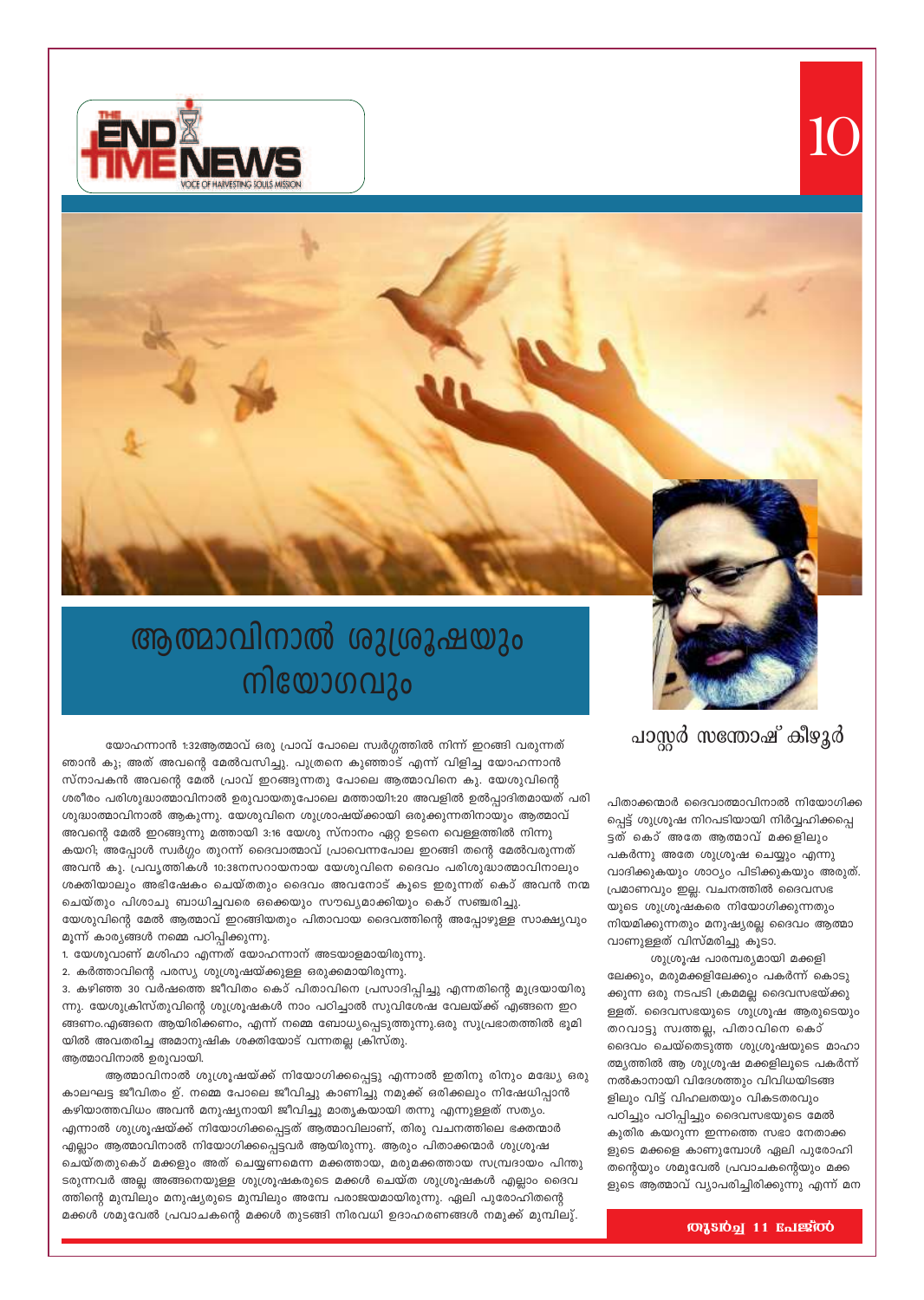# ആത്മാവിനാൽ ശുശ്രൂഷയും നിയോഗവും

**പാസ്റ്റർ സന്തോഷ് കീഴൂർ**

യോഹന്നാൻ 1:32ആത്മാവ് ഒരു പ്രാവ് പോലെ സ്വർഗ്ഗത്തിൽ നിന്ന് ഇറങ്ങി വരുന്നത് ഞാൻ കു; അത് അവന്റെ മേൽവസിച്ചു. പുത്രനെ കുഞ്ഞാട് എന്ന് വിളിച്ച യോഹന്നാൻ സ്നാപകൻ അവന്റെ മേൽ പ്രാവ് ഇറങ്ങുന്നതു പോലെ ആത്മാവിനെ കു. യേശുവിന്റെ ശരീരം പരിശുദ്ധാത്മാവിനാൽ ഉരുവായതുപോലെ മത്തായി1:20 അവളിൽ ഉൽപ്പാദിതമായത് പരിശുദ്ധാത്മാവിനാൽ ആകുന്നു. യേശുവിനെ ശുശ്രൂഷയ്ക്കായി ഒരുക്കുന്നതിനായും ആത്മാവ് അവന്റെ മേൽ ഇറങ്ങുന്നു മത്തായി 3:16 യേശു സ്നാനം ഏറ്റ ഉടനെ വെള്ളത്തിൽ നിന്നു കയറി; അപ്പോൾ സ്വർഗ്ഗം തുറന്ന് ദൈവാത്മാവ് പ്രാവെന്നപോലെ ഇറങ്ങി തന്റെ മേൽവരുന്നത് അവൻ കു. പ്രവൃത്തികൾ 10:38നസറായനായ യേശുവിനെ ദൈവം പരിശുദ്ധാത്മാവിനാലും ശക്തിയാലും അഭിഷേകം ചെയ്തതും ദൈവം അവനോട് കൂടെ ഇരുന്നത് കൊ് അവൻ നന്മ ചെയ്തും പിശാചു ബാധിച്ചവരെ ഒക്കെയും സൗഖ്യമാക്കിയും കൊ് സഞ്ചരിച്ചു.

യേശുവിന്റെ മേൽ ആത്മാവ് ഇറങ്ങിയതും പിതാവായ ദൈവത്തിന്റെ അപ്പോഴുള്ള സാക്ഷ്യവും മൂന്ന് കാര്യങ്ങൾ നമ്മെ പഠിപ്പിക്കുന്നു.

1. യേശുവാണ് മശിഹാ എന്നത് യോഹന്നാന് അടയാളമായിരുന്നു.
2. കർത്താവിന്റെ പരസ്യ ശുശ്രൂഷയ്ക്കുള്ള ഒരുക്കമായിരുന്നു.
3. കഴിഞ്ഞ 30 വർഷത്തെ ജീവിതം കൊ് പിതാവിനെ പ്രസാദിപ്പിച്ചു എന്നതിന്റെ മുദ്രയായിരുന്നു. യേശുക്രിസ്തുവിന്റെ ശുശ്രൂഷകൾ നാം പഠിച്ചാൽ സുവിശേഷ വേലയ്ക്ക് എങ്ങനെ ഇറങ്ങണം.എങ്ങനെ ആയിരിക്കണം, എന്ന് നമ്മെ ബോധ്യപ്പെടുത്തുന്നു.ഒരു സുപ്രഭാതത്തിൽ ഭൂമിയിൽ അവതരിച്ച അമാനുഷിക ശക്തിയോട് വന്നതല്ല ക്രിസ്തു.

ആത്മാവിനാൽ ഉരുവായി.

ആത്മാവിനാൽ ശുശ്രൂഷയ്ക്ക് നിയോഗിക്കപ്പെട്ടു എന്നാൽ ഇതിനു രിനും മദ്ധ്യേ ഒരു കാലഘട്ട ജീവിതം ഉ്. നമ്മെ പോലെ ജീവിച്ചു കാണിച്ചു നമുക്ക് ഒരിക്കലും നിഷേധിപ്പാൻ കഴിയാത്തവിധം അവൻ മനുഷ്യനായി ജീവിച്ചു മാതൃകയായി തന്നു എന്നുള്ളത് സത്യം. എന്നാൽ ശുശ്രൂഷയ്ക്ക് നിയോഗിക്കപ്പെട്ടത് ആത്മാവിലാണ്, തിരു വചനത്തിലെ ഭക്തന്മാർ എല്ലാം ആത്മാവിനാൽ നിയോഗിക്കപ്പെട്ടവർ ആയിരുന്നു. ആരും പിതാക്കന്മാർ ശുശ്രൂഷ ചെയ്തതുകൊ് മക്കളും അത് ചെയ്യണമെന്ന മക്കത്തായ, മരുമക്കത്തായ സമ്പ്രദായം പിന്തുടരുന്നവർ അല്ല അങ്ങനെയുള്ള ശുശ്രൂഷകരുടെ മക്കൾ ചെയ്ത ശുശ്രൂഷകൾ എല്ലാം ദൈവത്തിന്റെ മുമ്പിലും മനുഷ്യരുടെ മുമ്പിലും അമ്പേ പരാജയമായിരുന്നു. ഏലി പുരോഹിതന്റെ മക്കൾ ശമുവേൽ പ്രവാചകന്റെ മക്കൾ തുടങ്ങി നിരവധി ഉദാഹരണങ്ങൾ നമുക്ക് മുമ്പിലു്.

പിതാക്കന്മാർ ദൈവാത്മാവിനാൽ നിയോഗിക്കപ്പെട്ട് ശുശ്രൂഷ നിറപടിയായി നിർവ്വഹിക്കപ്പെട്ടത് കൊ് അതേ ആത്മാവ് മക്കളിലും പകർന്നു അതേ ശുശ്രൂഷ ചെയ്യും എന്നു വാദിക്കുകയും ശാഠ്യം പിടിക്കുകയും അരുത്. പ്രമാണവും ഇല്ല. വചനത്തിൽ ദൈവസഭയുടെ ശുശ്രൂഷകരെ നിയോഗിക്കുന്നതും നിയമിക്കുന്നതും മനുഷ്യരല്ല ദൈവം ആത്മാവാണുള്ളത് വിസ്മരിച്ചു കൂടാ.

ശുശ്രൂഷ പാരമ്പര്യമായി മക്കളിലേക്കും, മരുമക്കളിലേക്കും പകർന്ന് കൊടുക്കുന്ന ഒരു നടപടി ക്രമമല്ല ദൈവസഭയ്ക്കുള്ളത്. ദൈവസഭയുടെ ശുശ്രൂഷ ആരുടെയും തറവാട്ടു സ്വത്തല്ല, പിതാവിനെ കൊ് ദൈവം ചെയ്തെടുത്ത ശുശ്രൂഷയുടെ മാഹാത്മ്യത്തിൽ ആ ശുശ്രൂഷ മക്കളിലൂടെ പകർന്ന് നൽകാനായി വിദേശത്തും വിവിധയിടങ്ങളിലും വിട്ട് വിഹലതയും വികടതരവും പഠിച്ചും പഠിപ്പിച്ചും ദൈവസഭയുടെ മേൽ കുതിര കയറുന്ന ഇന്നത്തെ സഭാ നേതാക്കളുടെ മക്കളെ കാണുമ്പോൾ ഏലി പുരോഹിതന്റെയും ശമുവേൽ പ്രവാചകന്റെയും മക്കളുടെ ആത്മാവ് വ്യാപരിച്ചിരിക്കുന്നു എന്ന് മന

**തുടർച്ച 11 പേജിൽ**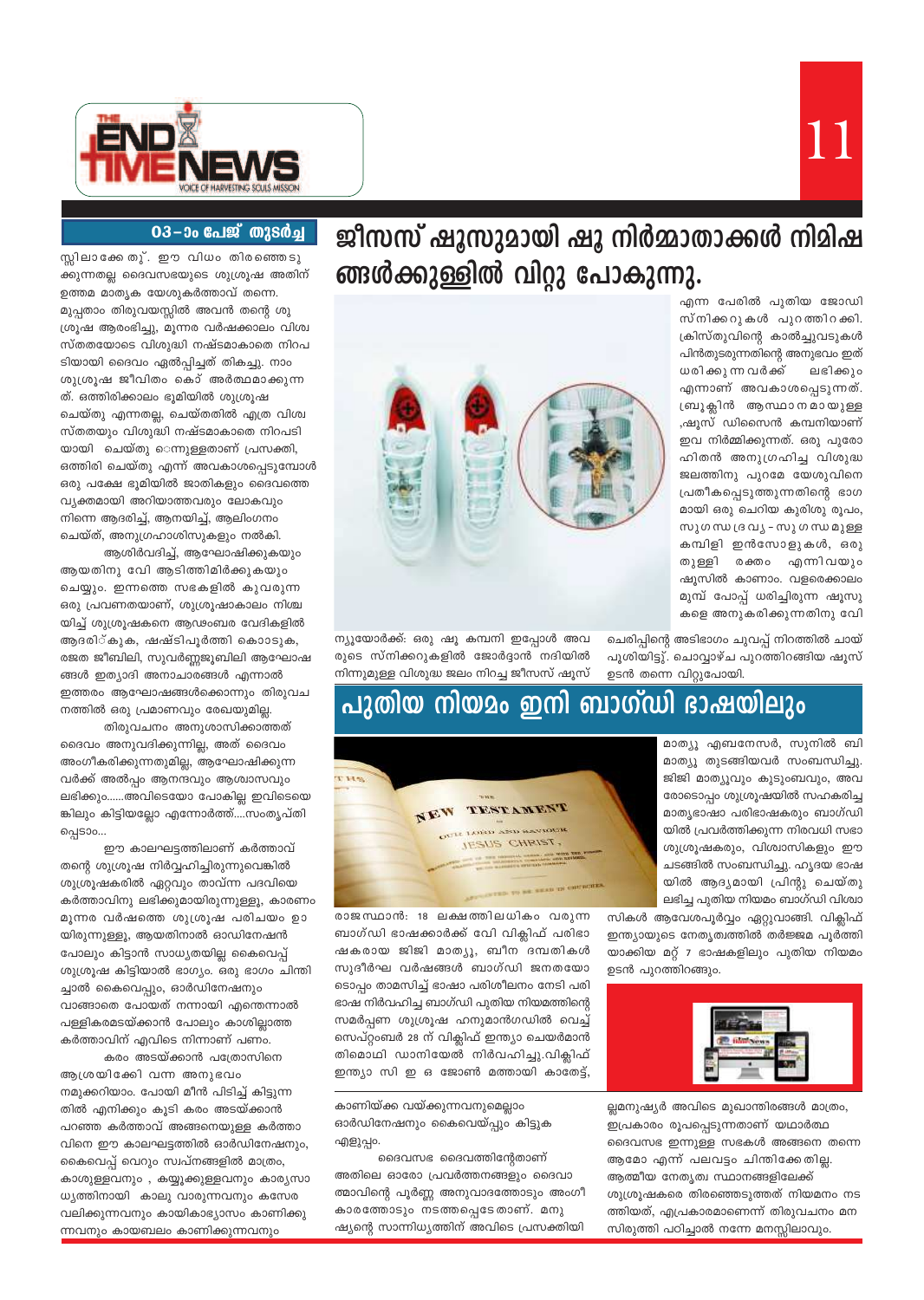## 03-ാം പേജ് തുടർച്ച

സ്സിലാക്കേ തു്. ഈ വിധം തിരഞ്ഞെടു ക്കുന്നതല്ല ദൈവസഭയുടെ ശുശ്രൂഷ അതിന് ഉത്തമ മാതൃക യേശുകർത്താവ് തന്നെ. മുപ്പതാം തിരുവയസ്സിൽ അവൻ തന്റെ ശുശ്രൂഷ ആരംഭിച്ചു, മൂന്നര വർഷക്കാലം വിശ്വസ്തതയോടെ വിശുദ്ധി നഷ്ടമാകാതെ നിറപടിയായി ദൈവം ഏൽപ്പിച്ചത് തികച്ചു. നാം ശുശ്രൂഷ ജീവിതം കൊ് അർത്ഥമാക്കുന്നത്. ഒത്തിരിക്കാലം ഭൂമിയിൽ ശുശ്രൂഷ ചെയ്തു എന്നതല്ല, ചെയ്തതിൽ എത്ര വിശ്വസ്തതയും വിശുദ്ധി നഷ്ടമാകാതെ നിറപടിയായി ചെയ്തു ൊന്നുള്ളതാണ് പ്രസക്തി, ഒത്തിരി ചെയ്തു എന്ന് അവകാശപ്പെടുമ്പോൾ ഒരു പക്ഷേ ഭൂമിയിൽ ജാതികളും ദൈവത്തെ വ്യക്തമായി അറിയാത്തവരും ലോകവും നിന്നെ ആദരിച്ച്, ആനയിച്ച്, ആലിംഗനം ചെയ്ത്, അനുഗ്രഹാശിസുകളും നൽകി.

ആശിർവദിച്ച്, ആഘോഷിക്കുകയും ആയതിനു വേി ആടിത്തിമിർക്കുകയും ചെയ്യും. ഇന്നത്തെ സഭകളിൽ കുവരുന്ന ഒരു പ്രവണതയാണ്, ശുശ്രൂഷാകാലം നിശ്ചയിച്ച് ശുശ്രൂഷകനെ ആഡംബര വേദികളിൽ ആദരി്കുക, ഷഷ്ടിപൂർത്തി കൊാടുക, രജത ജീബിലി, സുവർണ്ണജൂബിലി ആഘോഷങ്ങൾ ഇത്യാദി അനാചാരങ്ങൾ എന്നാൽ ഇത്തരം ആഘോഷങ്ങൾക്കൊന്നും തിരുവചനത്തിൽ ഒരു പ്രമാണവും രേഖയുമില്ല.

തിരുവചനം അനുശാസിക്കാത്തത് ദൈവം അനുവദിക്കുന്നില്ല, അത് ദൈവം അംഗീകരിക്കുന്നതുമില്ല, ആഘോഷിക്കുന്നവർക്ക് അൽപ്പം ആനന്ദവും ആശ്വാസവും ലഭിക്കും......അവിടെയോ പോകില്ല ഇവിടെയെങ്കിലും കിട്ടിയല്ലോ എന്നോർത്ത്....സംതൃപ്തിപ്പെടാം...

ഈ കാലഘട്ടത്തിലാണ് കർത്താവ് തന്റെ ശുശ്രൂഷ നിർവ്വഹിച്ചിരുന്നുവെങ്കിൽ ശുശ്രൂഷകരിൽ ഏറ്റവും താവ്ന്ന പദവിയെ കർത്താവിനു ലഭിക്കുമായിരുന്നുള്ളു, കാരണം മൂന്നര വർഷത്തെ ശുശ്രൂഷ പരിചയം ഉായിരുന്നുള്ളു, ആയതിനാൽ ഓഡിനേഷൻ പോലും കിട്ടാൻ സാധ്യതയില്ല കൈവെപ്പ് ശുശ്രൂഷ കിട്ടിയാൽ ഭാഗ്യം. ഒരു ഭാഗം ചിന്തിച്ചാൽ കൈവെപ്പും, ഓർഡിനേഷനും വാങ്ങാതെ പോയത് നന്നായി എന്തെന്നാൽ പള്ളികരമടയ്ക്കാൻ പോലും കാശില്ലാത്ത കർത്താവിന് എവിടെ നിന്നാണ് പണം.

കരം അടയ്ക്കാൻ പത്രോസിനെ ആശ്രയിക്കേി വന്ന അനുഭവം നമുക്കറിയാം. പോയി മീൻ പിടിച്ച് കിട്ടുന്നതിൽ എനിക്കും കൂടി കരം അടയ്ക്കാൻ പറഞ്ഞ കർത്താവ് അങ്ങനെയുള്ള കർത്താവിനെ ഈ കാലഘട്ടത്തിൽ ഓർഡിനേഷനും, കൈവെപ്പ് വെറും സ്വപ്നങ്ങളിൽ മാത്രം, കാശുള്ളവനും , കയ്യൂക്കുള്ളവനും കാര്യസാധ്യത്തിനായി കാലു വാരുന്നവനും കസേര വലിക്കുന്നവനും കായികാഭ്യാസം കാണിക്കുന്നവനും കായബലം കാണിക്കുന്നവനും കാണിയ്ക്ക വയ്ക്കുന്നവനുമെല്ലാം ഓർഡിനേഷനും കൈവെപ്പും കിട്ടുക എളുപ്പം.

ദൈവസഭ ദൈവത്തിന്റേതാണ് അതിലെ ഓരോ പ്രവർത്തനങ്ങളും ദൈവാത്മാവിന്റെ പൂർണ്ണ അനുവാദത്തോടും അംഗീകാരത്തോടും നടത്തപ്പെടേതാണ്. മനുഷ്യന്റെ സാന്നിധ്യത്തിന് അവിടെ പ്രസക്തിയില്ലമനുഷ്യർ അവിടെ മുഖാന്തിരങ്ങൾ മാത്രം, ഇപ്രകാരം രൂപപ്പെടുന്നതാണ് യഥാർത്ഥ ദൈവസഭ ഇന്നുള്ള സഭകൾ അങ്ങനെ തന്നെ ആണോ എന്ന് പലവട്ടം ചിന്തിക്കേതില്ല. ആത്മീയ നേതൃത്വ സ്ഥാനങ്ങളിലേക്ക് ശുശ്രൂഷകരെ തിരഞ്ഞെടുത്ത് നിയമനം നടത്തിയത്, എപ്രകാരമാണെന്ന് തിരുവചനം മനസിരുത്തി പഠിച്ചാൽ നന്നേ മനസ്സിലാവും.

# ജീസസ് ഷൂസുമായി ഷൂ നിർമ്മാതാക്കൾ നിമിഷങ്ങൾക്കുള്ളിൽ വിറ്റു പോകുന്നു.

ന്യൂയോർക്ക്: ഒരു ഷൂ കമ്പനി ഇപ്പോൾ അവരുടെ സ്നിക്കറുകളിൽ ജോർദ്ദാൻ നദിയിൽ നിന്നുമുള്ള വിശുദ്ധ ജലം നിറച്ച ജീസസ് ഷൂസ് എന്ന പേരിൽ പുതിയ ജോഡി സ്നിക്കറുകൾ പുറത്തിറക്കി. ക്രിസ്തുവിന്റെ കാൽച്ചുവടുകൾ പിൻതുടരുന്നതിന്റെ അനുഭവം ഇത് ധരിക്കുന്നവർക്ക് ലഭിക്കും എന്നാണ് അവകാശപ്പെടുന്നത്. ബ്രൂക്ലിൻ ആസ്ഥാനമായുള്ള ,ഷൂസ് ഡിസൈൻ കമ്പനിയാണ് ഇവ നിർമ്മിക്കുന്നത്. ഒരു പുരോഹിതൻ അനുഗ്രഹിച്ച വിശുദ്ധ ജലത്തിനു പുറമേ യേശുവിനെ പ്രതീകപ്പെടുത്തുന്നതിന്റെ ഭാഗമായി ഒരു ചെറിയ കുരിശു രൂപം, സുഗന്ധദ്രവ്യ-സുഗന്ധമുള്ള കമ്പിളി ഇൻസോളുകൾ, ഒരു തുള്ളി രക്തം എന്നിവയും ഷൂസിൽ കാണാം. വളരെക്കാലം മുമ്പ് പോപ്പ് ധരിച്ചിരുന്ന ഷൂസുകളെ അനുകരിക്കുന്നതിനു വേി ചെരിപ്പിന്റെ അടിഭാഗം ചുവപ്പ് നിറത്തിൽ ചായ് പൂശിയിട്ടു്. ചൊവ്വാഴ്ച പുറത്തിറങ്ങിയ ഷൂസ് ഉടൻ തന്നെ വിറ്റുപോയി.

# പുതിയ നിയമം ഇനി ബാഗ്ഡി ഭാഷയിലും

രാജസ്ഥാൻ: 18 ലക്ഷത്തിലധികം വരുന്ന ബാഗ്ഡി ഭാഷക്കാർക്ക് വേി വിക്ലിഫ് പരിഭാഷകരായ ജിജി മാത്യു, ബീന ദമ്പതികൾ സുദീർഘ വർഷങ്ങൾ ബാഗ്ഡി ജനതയോടൊപ്പം താമസിച്ച് ഭാഷാ പരിശീലനം നേടി പരിഭാഷ നിർവഹിച്ച ബാഗ്ഡി പുതിയ നിയമത്തിന്റെ സമർപ്പണ ശുശ്രൂഷ ഹനുമാൻഗഡിൽ വെച്ച് സെപ്റ്റംബർ 28 ന് വിക്ലിഫ് ഇന്ത്യാ ചെയർമാൻ തിമൊഥി ഡാനിയേൽ നിർവഹിച്ചു.വിക്ലിഫ് ഇന്ത്യാ സി ഇ ഒ ജോൺ മത്തായി കാതേട്ട്, മാത്യു എബനേസർ, സുനിൽ ബി മാത്യു തുടങ്ങിയവർ സംബന്ധിച്ചു. ജിജി മാത്യുവും കുടുംബവും, അവരോടൊപ്പം ശുശ്രൂഷയിൽ സഹകരിച്ച മാതൃഭാഷാ പരിഭാഷകരും ബാഗ്ഡിയിൽ പ്രവർത്തിക്കുന്ന നിരവധി സഭാ ശുശ്രൂഷകരും, വിശ്വാസികളും ഈ ചടങ്ങിൽ സംബന്ധിച്ചു. ഹൃദയ ഭാഷയിൽ ആദ്യമായി പ്രിന്റു ചെയ്തു ലഭിച്ച പുതിയ നിയമം ബാഗ്ഡി വിശ്വാസികൾ ആവേശപൂർവ്വം ഏറ്റുവാങ്ങി. വിക്ലിഫ് ഇന്ത്യായുടെ നേതൃത്വത്തിൽ തർജ്ജമ പൂർത്തിയാക്കിയ മറ്റ് 7 ഭാഷകളിലും പുതിയ നിയമം ഉടൻ പുറത്തിറങ്ങും.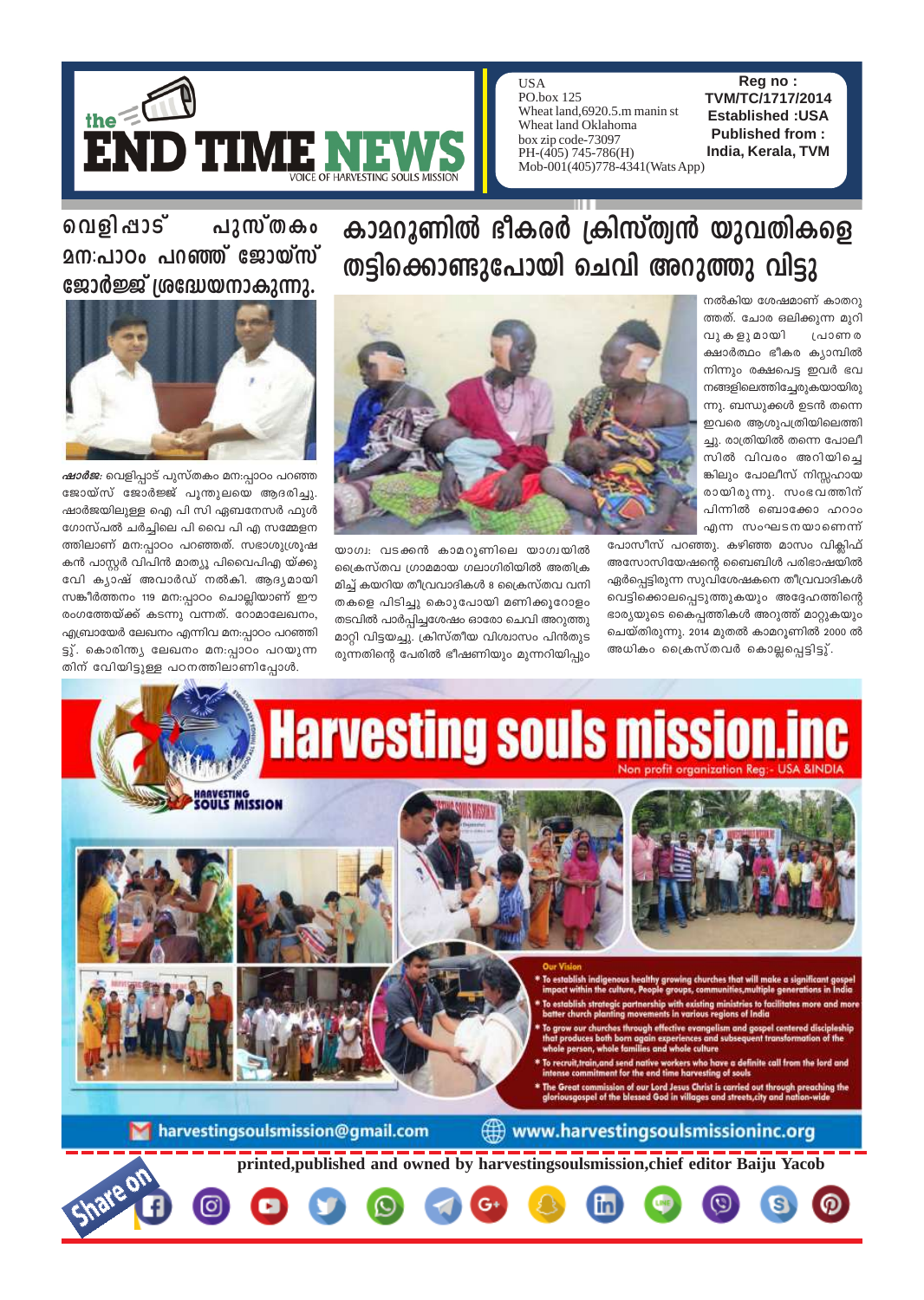# the END TIME NEWS

VOICE OF HARVESTING SOULS MISSION

USA
PO.box 125
Wheat land,6920.5.m manin st
Wheat land Oklahoma
box zip code-73097
PH-(405) 745-786(H)
Mob-001(405)778-4341(Wats App)

**Reg no : TVM/TC/1717/2014**
**Established :USA**
**Published from : India, Kerala, TVM**

## വെളിപ്പാട് പുസ്തകം മന:പാഠം പറഞ്ഞ് ജോയ്സ് ജോർജ്ജ് ശ്രദ്ധേയനാകുന്നു.

***ഷാർജ:*** വെളിപ്പാട് പുസ്തകം മന:പ്പാഠം പറഞ്ഞ ജോയ്സ് ജോർജ്ജ് പൂന്തുലയെ ആദരിച്ചു. ഷാർജയിലുള്ള ഐ പി സി ഏബനേസർ ഫുൾ ഗോസ്പൽ ചർച്ചിലെ പി വൈ പി എ സമ്മേളന ത്തിലാണ് മന:പ്പാഠം പറഞ്ഞത്. സഭാശുശ്രൂഷ കൻ പാസ്റ്റർ വിപിൻ മാത്യൂ പിവൈപിഎ യ്ക്കു വേി ക്യാഷ് അവാർഡ് നൽകി. ആദ്യമായി സങ്കീർത്തനം 119 മന:പ്പാഠം ചൊല്ലിയാണ് ഈ രംഗത്തേയ്ക്ക് കടന്നു വന്നത്. റോമാലേഖനം, എബ്രായേർ ലേഖനം എന്നിവ മന:പ്പാഠം പറഞ്ഞി ട്ടു്. കൊരിന്ത്യ ലേഖനം മന:പ്പാഠം പറയുന്ന തിന് വേിയിട്ടുള്ള പഠനത്തിലാണിപ്പോൾ.

## കാമറൂണിൽ ഭീകരർ ക്രിസ്ത്യൻ യുവതികളെ തട്ടിക്കൊണ്ടുപോയി ചെവി അറുത്തു വിട്ടു

യാഗ്വ: വടക്കൻ കാമറൂണിലെ യാഗ്വയിൽ ക്രൈസ്തവ ഗ്രാമമായ ഗലാഗിയിൽ അതിക്ര മിച്ച് കയറിയ തീവ്രവാദികൾ 8 ക്രൈസ്തവ വനി തകളെ പിടിച്ചു കൊുപോയി മണിക്കൂറോളം തടവിൽ പാർപ്പിച്ചശേഷം ഓരോ ചെവി അറുത്തു മാറ്റി വിട്ടയച്ചു. ക്രിസ്തീയ വിശ്വാസം പിൻതുട രുന്നതിന്റെ പേരിൽ ഭീഷണിയും മുന്നറിയിപ്പും നൽകിയ ശേഷമാണ് കാതറുത്തത്. ചോര ഒലിക്കുന്ന മുറിവുകളുമായി പ്രാണരക്ഷാർത്ഥം ഭീകര ക്യാമ്പിൽ നിന്നും രക്ഷപെട്ട ഇവർ ഭവനങ്ങളിലെത്തിച്ചേരുകയായിരുന്നു. ബന്ധുക്കൾ ഉടൻ തന്നെ ഇവരെ ആശുപത്രിയിലെത്തിച്ചു. രാത്രിയിൽ തന്നെ പോലീസിൽ വിവരം അറിയിച്ചെങ്കിലും പോലീസ് നിസ്സഹായരായിരുന്നു. സംഭവത്തിന് പിന്നിൽ ബൊക്കോ ഹറാം എന്ന സംഘടനയാണെന്ന് പോസീസ് പറഞ്ഞു. കഴിഞ്ഞ മാസം വിക്ലിഫ് അസോസിയേഷന്റെ ബൈബിൾ പരിഭാഷയിൽ ഏർപ്പെട്ടിരുന്ന സുവിശേഷകനെ തീവ്രവാദികൾ വെട്ടിക്കൊലപ്പെടുത്തുകയും അദ്ദേഹത്തിന്റെ ഭാര്യയുടെ കൈപ്പത്തികൾ അറുത്ത് മാറ്റുകയും ചെയ്തിരുന്നു. 2014 മുതൽ കാമറൂണിൽ 2000 ൽ അധികം ക്രൈസ്തവർ കൊല്ലപ്പെട്ടിട്ടു്.

# Harvesting souls mission.inc

Non profit organization Reg:- USA &INDIA

HARVESTING SOULS MISSION

**Our Vision**

- To establish indigenous healthy growing churches that will make a significant gospel impact within the culture, People groups, communities,multiple generations in India
- To establish strategic partnership with existing ministries to facilitates more and more batter church planting movements in various regions of India
- To grow our churches through effective evangelism and gospel centered discipleship that produces both born again experiences and subsequent transformation of the whole person, whole families and whole culture
- To recruit,train,and send native workers who have a definite call from the lord and intense commitment for the end time harvesting of souls
- The Great commission of our Lord Jesus Christ is carried out through preaching the gloriousgospel of the blessed God in villages and streets,city and nation-wide

harvestingsoulsmission@gmail.com www.harvestingsoulsmissioninc.org

**printed,published and owned by harvestingsoulsmission,chief editor Baiju Yacob**

Share on